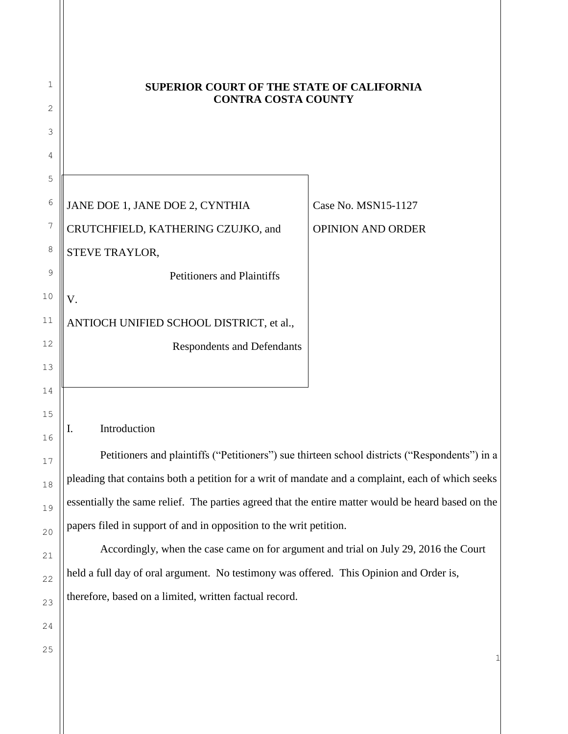**SUPERIOR COURT OF THE STATE OF CALIFORNIA**
**CONTRA COSTA COUNTY**

| | |
|---|---|
| JANE DOE 1, JANE DOE 2, CYNTHIA CRUTCHFIELD, KATHERING CZUJKO, and STEVE TRAYLOR,<br><br>Petitioners and Plaintiffs<br><br>V.<br><br>ANTIOCH UNIFIED SCHOOL DISTRICT, et al.,<br><br>Respondents and Defendants | Case No. MSN15-1127<br><br>OPINION AND ORDER |

## I. Introduction

Petitioners and plaintiffs ("Petitioners") sue thirteen school districts ("Respondents") in a pleading that contains both a petition for a writ of mandate and a complaint, each of which seeks essentially the same relief. The parties agreed that the entire matter would be heard based on the papers filed in support of and in opposition to the writ petition.

Accordingly, when the case came on for argument and trial on July 29, 2016 the Court held a full day of oral argument. No testimony was offered. This Opinion and Order is, therefore, based on a limited, written factual record.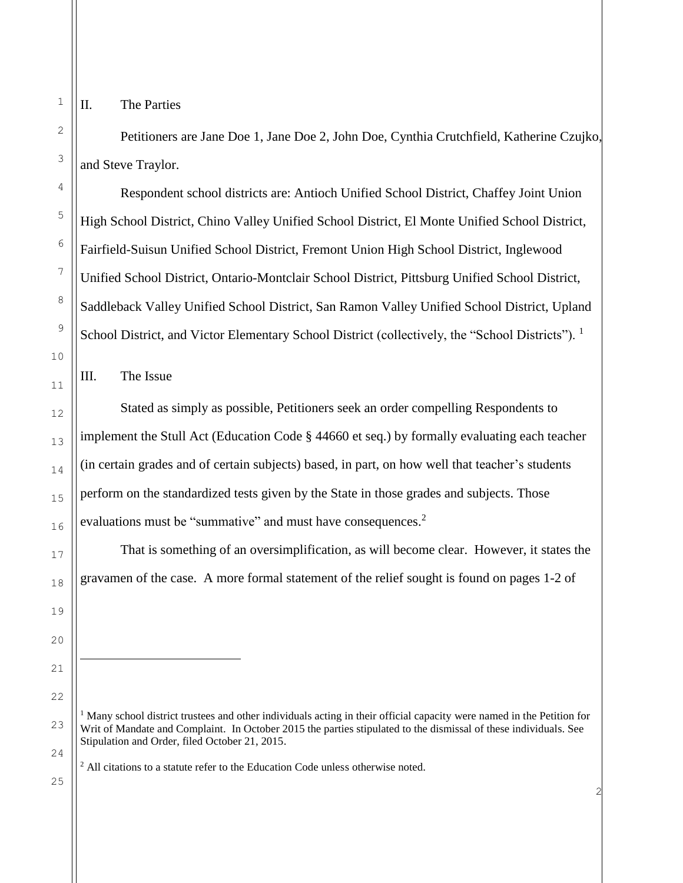## II. The Parties

Petitioners are Jane Doe 1, Jane Doe 2, John Doe, Cynthia Crutchfield, Katherine Czujko, and Steve Traylor.

Respondent school districts are: Antioch Unified School District, Chaffey Joint Union High School District, Chino Valley Unified School District, El Monte Unified School District, Fairfield-Suisun Unified School District, Fremont Union High School District, Inglewood Unified School District, Ontario-Montclair School District, Pittsburg Unified School District, Saddleback Valley Unified School District, San Ramon Valley Unified School District, Upland School District, and Victor Elementary School District (collectively, the "School Districts").[1]

## III. The Issue

Stated as simply as possible, Petitioners seek an order compelling Respondents to implement the Stull Act (Education Code § 44660 et seq.) by formally evaluating each teacher (in certain grades and of certain subjects) based, in part, on how well that teacher's students perform on the standardized tests given by the State in those grades and subjects. Those evaluations must be "summative" and must have consequences.[2]

That is something of an oversimplification, as will become clear. However, it states the gravamen of the case. A more formal statement of the relief sought is found on pages 1-2 of

---

[1] Many school district trustees and other individuals acting in their official capacity were named in the Petition for Writ of Mandate and Complaint. In October 2015 the parties stipulated to the dismissal of these individuals. See Stipulation and Order, filed October 21, 2015.

[2] All citations to a statute refer to the Education Code unless otherwise noted.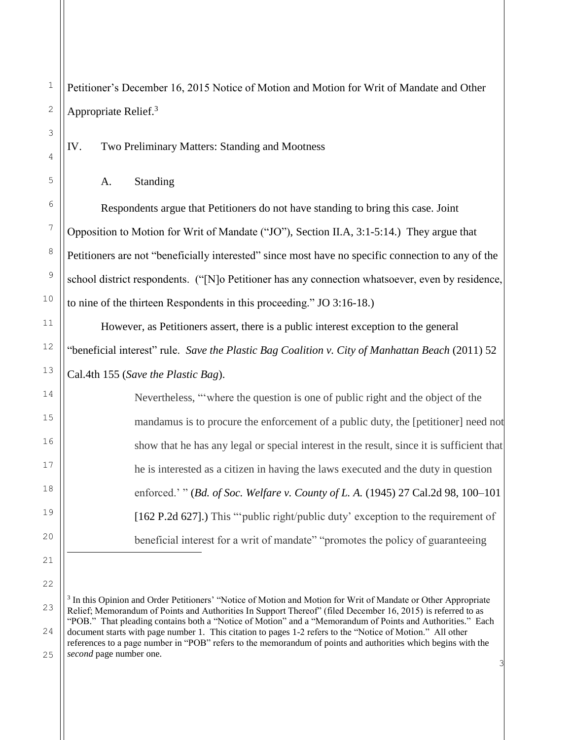Petitioner's December 16, 2015 Notice of Motion and Motion for Writ of Mandate and Other Appropriate Relief.[3]

## IV. Two Preliminary Matters: Standing and Mootness

### A. Standing

Respondents argue that Petitioners do not have standing to bring this case. Joint Opposition to Motion for Writ of Mandate ("JO"), Section II.A, 3:1-5:14.) They argue that Petitioners are not "beneficially interested" since most have no specific connection to any of the school district respondents. ("[N]o Petitioner has any connection whatsoever, even by residence, to nine of the thirteen Respondents in this proceeding." JO 3:16-18.)

However, as Petitioners assert, there is a public interest exception to the general "beneficial interest" rule. *Save the Plastic Bag Coalition v. City of Manhattan Beach* (2011) 52 Cal.4th 155 (*Save the Plastic Bag*).

> Nevertheless, "'where the question is one of public right and the object of the mandamus is to procure the enforcement of a public duty, the [petitioner] need not show that he has any legal or special interest in the result, since it is sufficient that he is interested as a citizen in having the laws executed and the duty in question enforced.' " (*Bd. of Soc. Welfare v. County of L. A.* (1945) 27 Cal.2d 98, 100–101 [162 P.2d 627].) This "'public right/public duty' exception to the requirement of beneficial interest for a writ of mandate" "promotes the policy of guaranteeing

---

[3] In this Opinion and Order Petitioners' "Notice of Motion and Motion for Writ of Mandate or Other Appropriate Relief; Memorandum of Points and Authorities In Support Thereof" (filed December 16, 2015) is referred to as "POB." That pleading contains both a "Notice of Motion" and a "Memorandum of Points and Authorities." Each document starts with page number 1. This citation to pages 1-2 refers to the "Notice of Motion." All other references to a page number in "POB" refers to the memorandum of points and authorities which begins with the *second* page number one.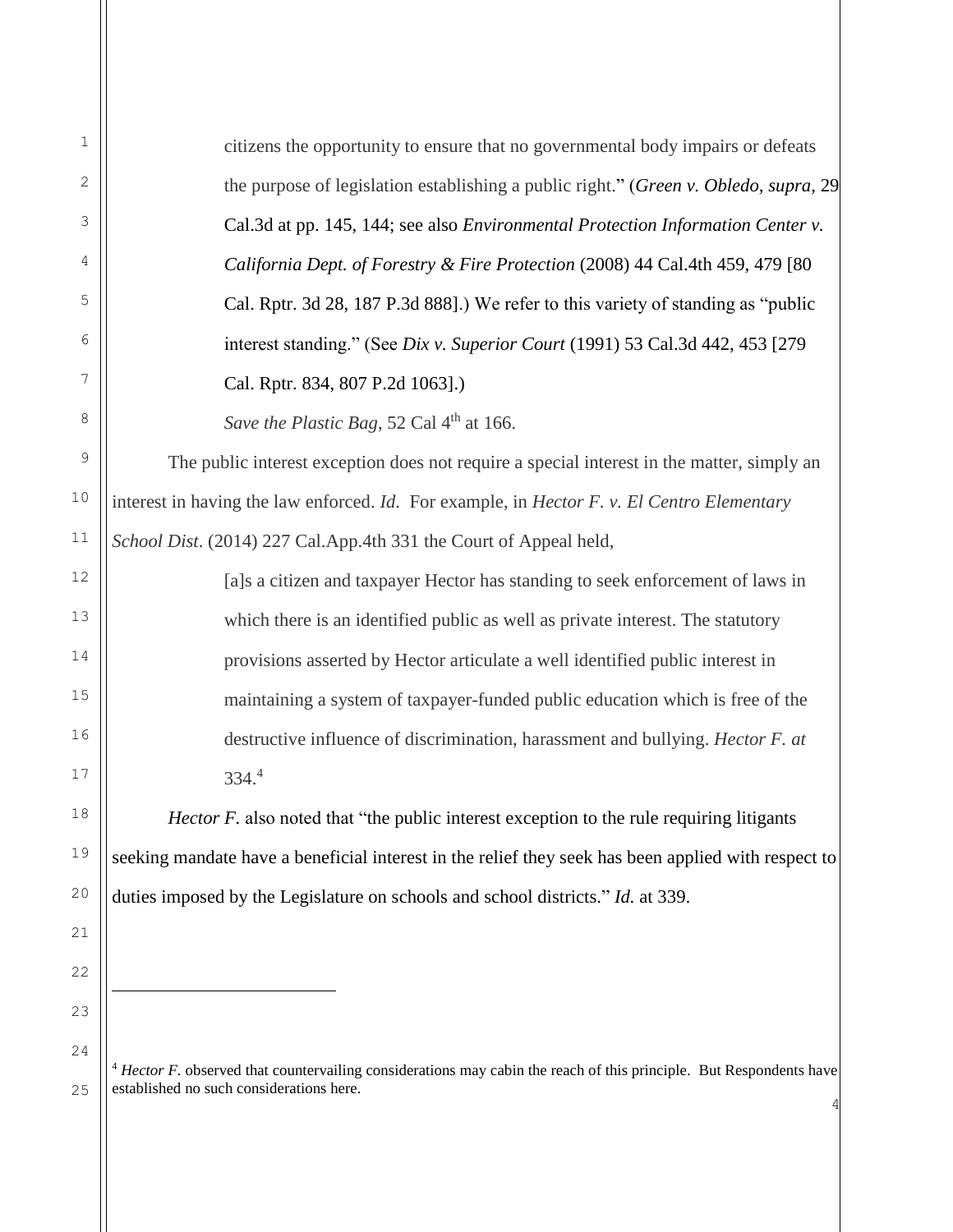> citizens the opportunity to ensure that no governmental body impairs or defeats the purpose of legislation establishing a public right." (*Green v. Obledo, supra*, 29 Cal.3d at pp. 145, 144; see also *Environmental Protection Information Center v. California Dept. of Forestry & Fire Protection* (2008) 44 Cal.4th 459, 479 [80 Cal. Rptr. 3d 28, 187 P.3d 888].) We refer to this variety of standing as "public interest standing." (See *Dix v. Superior Court* (1991) 53 Cal.3d 442, 453 [279 Cal. Rptr. 834, 807 P.2d 1063].)
>
> *Save the Plastic Bag*, 52 Cal 4th at 166.

The public interest exception does not require a special interest in the matter, simply an interest in having the law enforced. *Id*. For example, in *Hector F. v. El Centro Elementary School Dist*. (2014) 227 Cal.App.4th 331 the Court of Appeal held,

> [a]s a citizen and taxpayer Hector has standing to seek enforcement of laws in which there is an identified public as well as private interest. The statutory provisions asserted by Hector articulate a well identified public interest in maintaining a system of taxpayer-funded public education which is free of the destructive influence of discrimination, harassment and bullying. *Hector F. at* 334.[4]

*Hector F.* also noted that "the public interest exception to the rule requiring litigants seeking mandate have a beneficial interest in the relief they seek has been applied with respect to duties imposed by the Legislature on schools and school districts." *Id.* at 339.

---

[4] *Hector F.* observed that countervailing considerations may cabin the reach of this principle. But Respondents have established no such considerations here.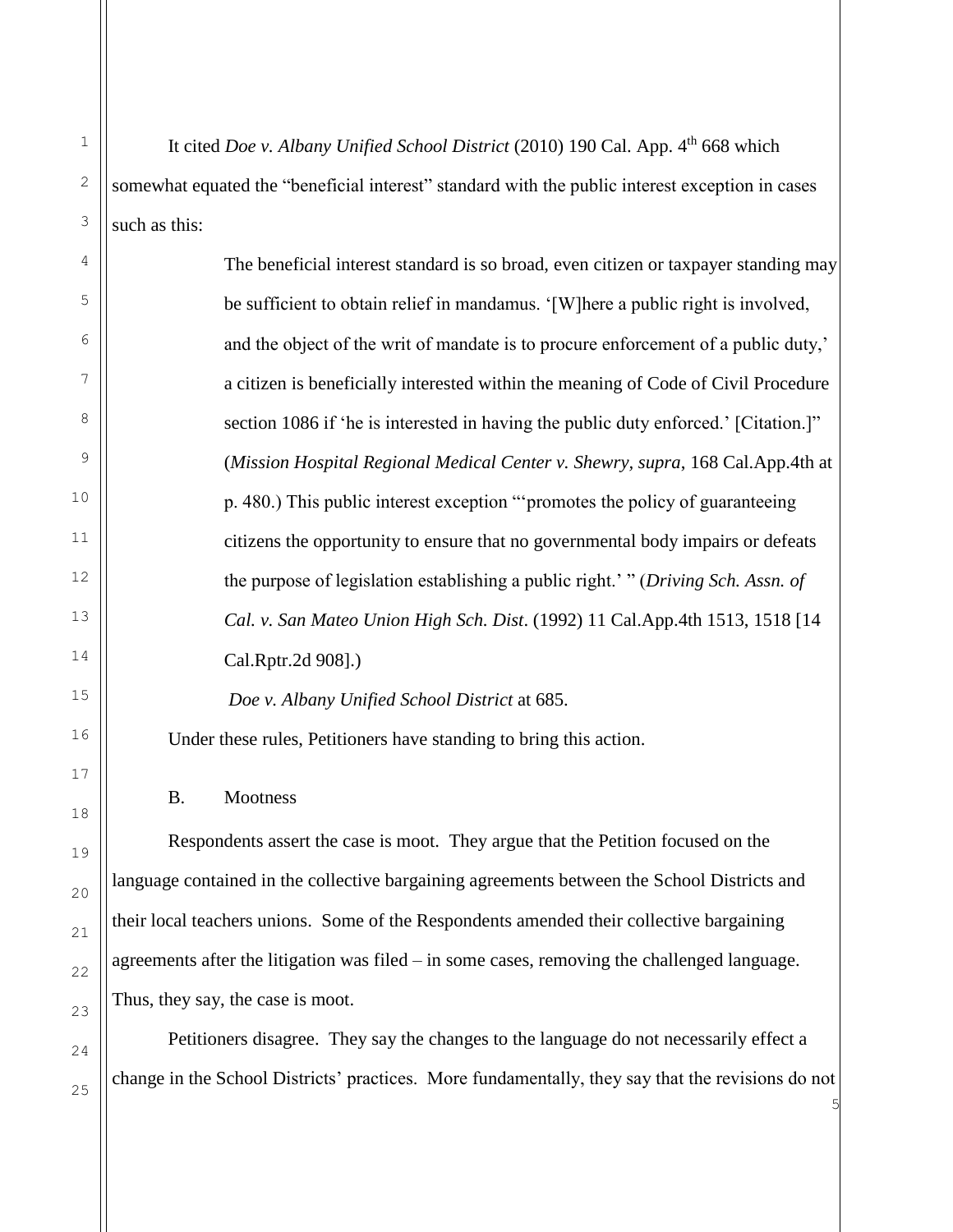It cited *Doe v. Albany Unified School District* (2010) 190 Cal. App. 4th 668 which somewhat equated the "beneficial interest" standard with the public interest exception in cases such as this:

> The beneficial interest standard is so broad, even citizen or taxpayer standing may be sufficient to obtain relief in mandamus. '[W]here a public right is involved, and the object of the writ of mandate is to procure enforcement of a public duty,' a citizen is beneficially interested within the meaning of Code of Civil Procedure section 1086 if 'he is interested in having the public duty enforced.' [Citation.]" (*Mission Hospital Regional Medical Center v. Shewry*, *supra*, 168 Cal.App.4th at p. 480.) This public interest exception "'promotes the policy of guaranteeing citizens the opportunity to ensure that no governmental body impairs or defeats the purpose of legislation establishing a public right.' " (*Driving Sch. Assn. of Cal. v. San Mateo Union High Sch. Dist*. (1992) 11 Cal.App.4th 1513, 1518 [14 Cal.Rptr.2d 908].)
>
> *Doe v. Albany Unified School District* at 685.

Under these rules, Petitioners have standing to bring this action.

B. Mootness

Respondents assert the case is moot. They argue that the Petition focused on the language contained in the collective bargaining agreements between the School Districts and their local teachers unions. Some of the Respondents amended their collective bargaining agreements after the litigation was filed – in some cases, removing the challenged language. Thus, they say, the case is moot.

Petitioners disagree. They say the changes to the language do not necessarily effect a change in the School Districts' practices. More fundamentally, they say that the revisions do not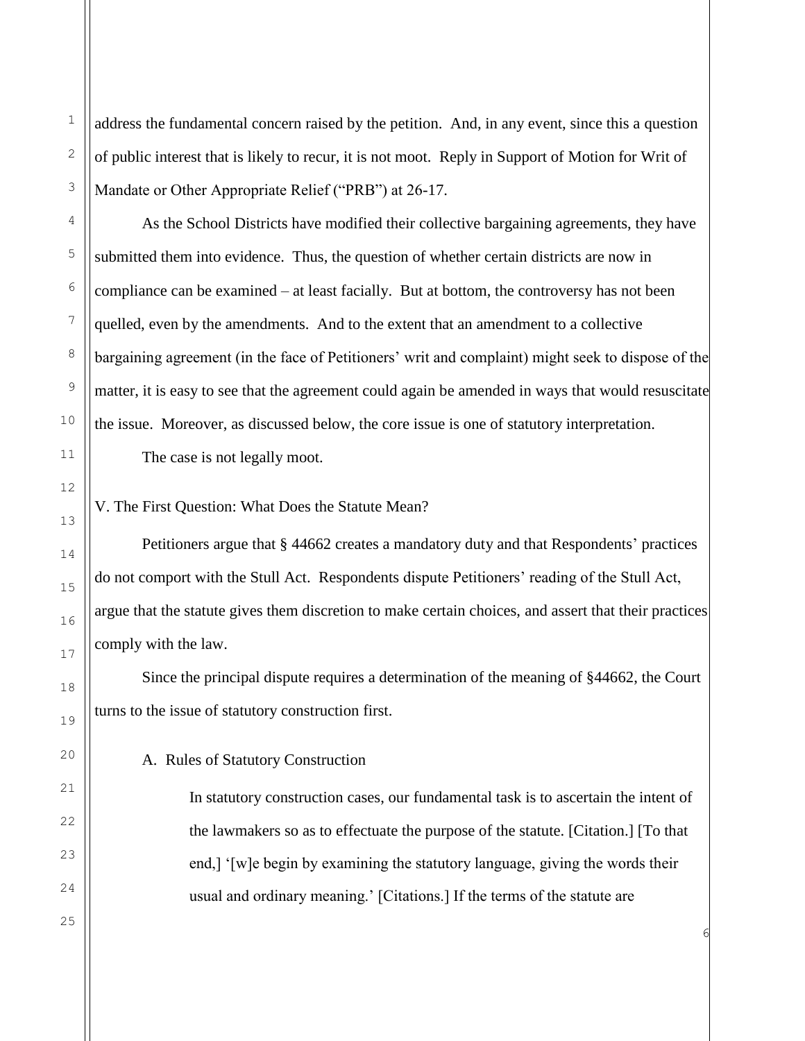address the fundamental concern raised by the petition. And, in any event, since this a question of public interest that is likely to recur, it is not moot. Reply in Support of Motion for Writ of Mandate or Other Appropriate Relief ("PRB") at 26-17.

As the School Districts have modified their collective bargaining agreements, they have submitted them into evidence. Thus, the question of whether certain districts are now in compliance can be examined – at least facially. But at bottom, the controversy has not been quelled, even by the amendments. And to the extent that an amendment to a collective bargaining agreement (in the face of Petitioners' writ and complaint) might seek to dispose of the matter, it is easy to see that the agreement could again be amended in ways that would resuscitate the issue. Moreover, as discussed below, the core issue is one of statutory interpretation.

The case is not legally moot.

## V. The First Question: What Does the Statute Mean?

Petitioners argue that § 44662 creates a mandatory duty and that Respondents' practices do not comport with the Stull Act. Respondents dispute Petitioners' reading of the Stull Act, argue that the statute gives them discretion to make certain choices, and assert that their practices comply with the law.

Since the principal dispute requires a determination of the meaning of §44662, the Court turns to the issue of statutory construction first.

### A. Rules of Statutory Construction

> In statutory construction cases, our fundamental task is to ascertain the intent of the lawmakers so as to effectuate the purpose of the statute. [Citation.] [To that end,] '[w]e begin by examining the statutory language, giving the words their usual and ordinary meaning.' [Citations.] If the terms of the statute are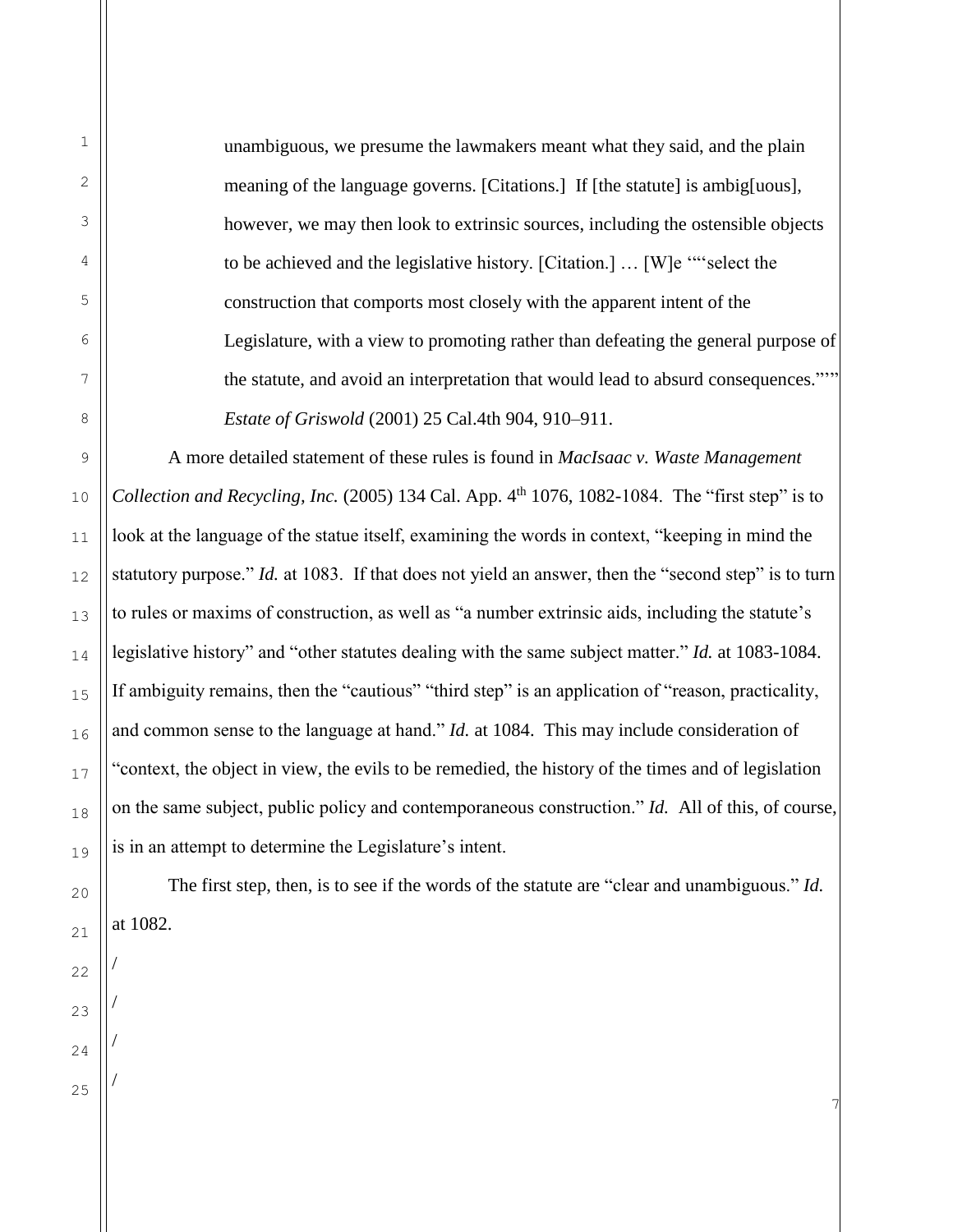> unambiguous, we presume the lawmakers meant what they said, and the plain meaning of the language governs. [Citations.] If [the statute] is ambig[uous], however, we may then look to extrinsic sources, including the ostensible objects to be achieved and the legislative history. [Citation.] … [W]e "“'select the construction that comports most closely with the apparent intent of the Legislature, with a view to promoting rather than defeating the general purpose of the statute, and avoid an interpretation that would lead to absurd consequences."'" *Estate of Griswold* (2001) 25 Cal.4th 904, 910–911.

A more detailed statement of these rules is found in *MacIsaac v. Waste Management Collection and Recycling, Inc.* (2005) 134 Cal. App. 4th 1076, 1082-1084. The "first step" is to look at the language of the statue itself, examining the words in context, "keeping in mind the statutory purpose." *Id.* at 1083. If that does not yield an answer, then the "second step" is to turn to rules or maxims of construction, as well as "a number extrinsic aids, including the statute's legislative history" and "other statutes dealing with the same subject matter." *Id.* at 1083-1084. If ambiguity remains, then the "cautious" "third step" is an application of "reason, practicality, and common sense to the language at hand." *Id.* at 1084. This may include consideration of "context, the object in view, the evils to be remedied, the history of the times and of legislation on the same subject, public policy and contemporaneous construction." *Id.* All of this, of course, is in an attempt to determine the Legislature's intent.

The first step, then, is to see if the words of the statute are "clear and unambiguous." *Id.* at 1082.

/

/

/

/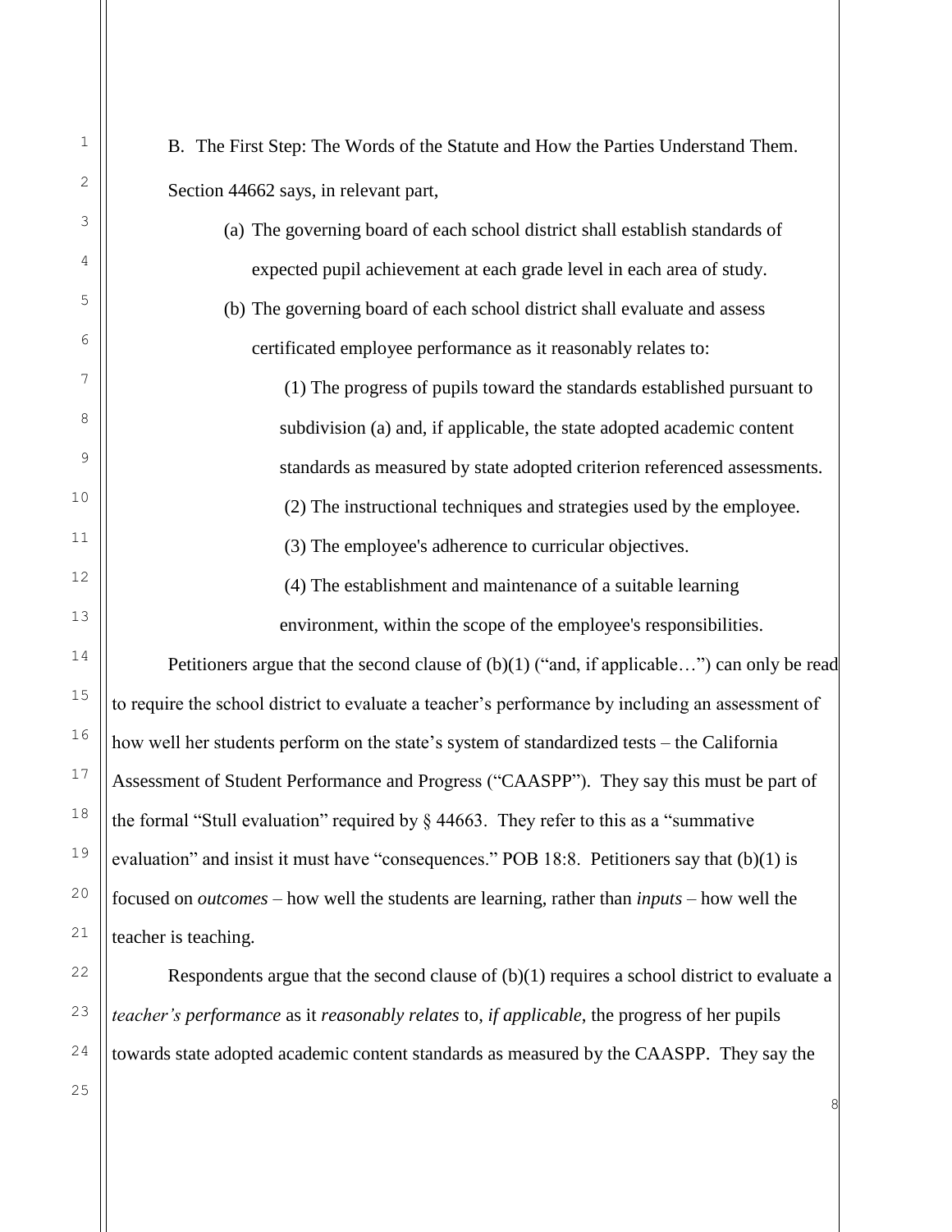B. The First Step: The Words of the Statute and How the Parties Understand Them.

Section 44662 says, in relevant part,

> (a) The governing board of each school district shall establish standards of expected pupil achievement at each grade level in each area of study.
>
> (b) The governing board of each school district shall evaluate and assess certificated employee performance as it reasonably relates to:
>
> (1) The progress of pupils toward the standards established pursuant to subdivision (a) and, if applicable, the state adopted academic content standards as measured by state adopted criterion referenced assessments.
>
> (2) The instructional techniques and strategies used by the employee.
>
> (3) The employee's adherence to curricular objectives.
>
> (4) The establishment and maintenance of a suitable learning environment, within the scope of the employee's responsibilities.

Petitioners argue that the second clause of (b)(1) ("and, if applicable…") can only be read to require the school district to evaluate a teacher's performance by including an assessment of how well her students perform on the state's system of standardized tests – the California Assessment of Student Performance and Progress ("CAASPP"). They say this must be part of the formal "Stull evaluation" required by § 44663. They refer to this as a "summative evaluation" and insist it must have "consequences." POB 18:8. Petitioners say that (b)(1) is focused on *outcomes* – how well the students are learning, rather than *inputs* – how well the teacher is teaching.

Respondents argue that the second clause of (b)(1) requires a school district to evaluate a *teacher's performance* as it *reasonably relates* to, *if applicable*, the progress of her pupils towards state adopted academic content standards as measured by the CAASPP. They say the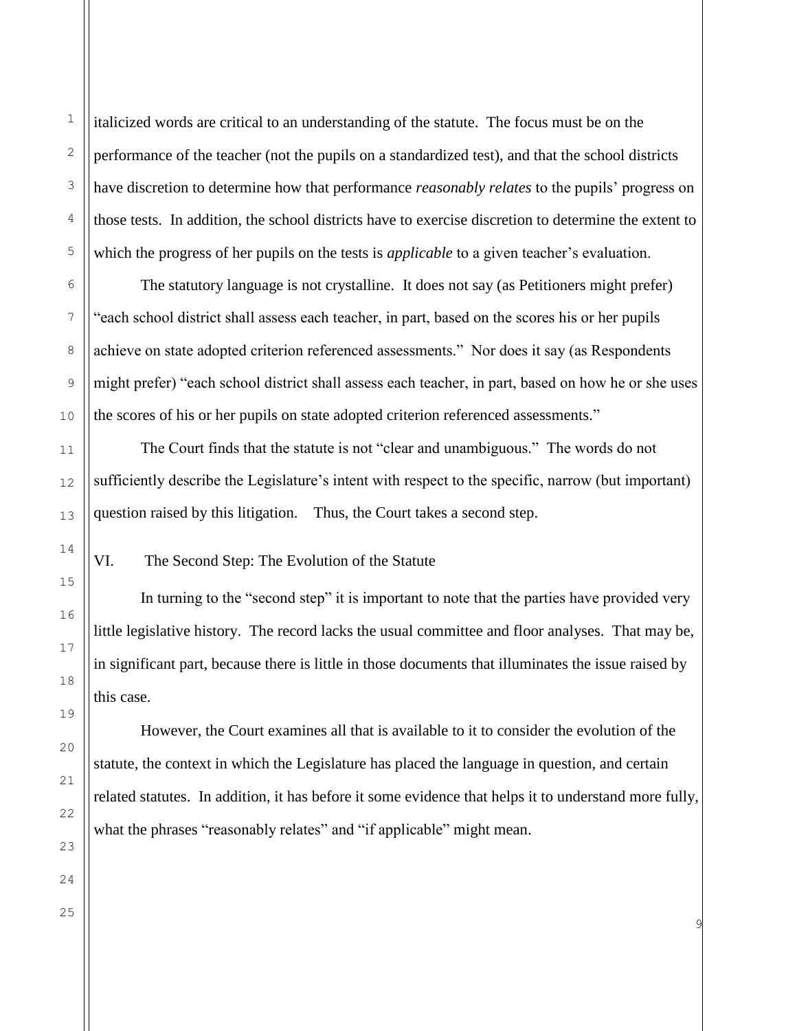italicized words are critical to an understanding of the statute. The focus must be on the performance of the teacher (not the pupils on a standardized test), and that the school districts have discretion to determine how that performance *reasonably relates* to the pupils' progress on those tests. In addition, the school districts have to exercise discretion to determine the extent to which the progress of her pupils on the tests is *applicable* to a given teacher's evaluation.

The statutory language is not crystalline. It does not say (as Petitioners might prefer) "each school district shall assess each teacher, in part, based on the scores his or her pupils achieve on state adopted criterion referenced assessments." Nor does it say (as Respondents might prefer) "each school district shall assess each teacher, in part, based on how he or she uses the scores of his or her pupils on state adopted criterion referenced assessments."

The Court finds that the statute is not "clear and unambiguous." The words do not sufficiently describe the Legislature's intent with respect to the specific, narrow (but important) question raised by this litigation. Thus, the Court takes a second step.

## VI. The Second Step: The Evolution of the Statute

In turning to the "second step" it is important to note that the parties have provided very little legislative history. The record lacks the usual committee and floor analyses. That may be, in significant part, because there is little in those documents that illuminates the issue raised by this case.

However, the Court examines all that is available to it to consider the evolution of the statute, the context in which the Legislature has placed the language in question, and certain related statutes. In addition, it has before it some evidence that helps it to understand more fully, what the phrases "reasonably relates" and "if applicable" might mean.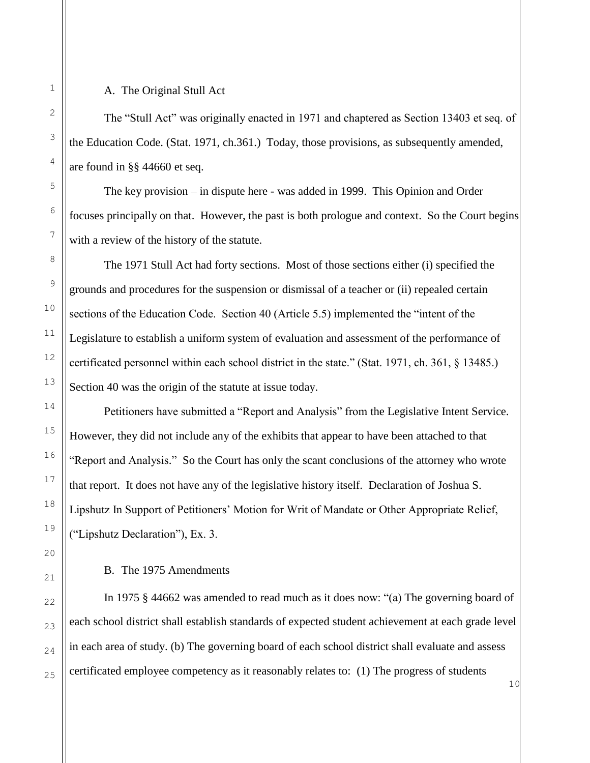### A. The Original Stull Act

The "Stull Act" was originally enacted in 1971 and chaptered as Section 13403 et seq. of the Education Code. (Stat. 1971, ch.361.) Today, those provisions, as subsequently amended, are found in §§ 44660 et seq.

The key provision – in dispute here - was added in 1999. This Opinion and Order focuses principally on that. However, the past is both prologue and context. So the Court begins with a review of the history of the statute.

The 1971 Stull Act had forty sections. Most of those sections either (i) specified the grounds and procedures for the suspension or dismissal of a teacher or (ii) repealed certain sections of the Education Code. Section 40 (Article 5.5) implemented the "intent of the Legislature to establish a uniform system of evaluation and assessment of the performance of certificated personnel within each school district in the state." (Stat. 1971, ch. 361, § 13485.) Section 40 was the origin of the statute at issue today.

Petitioners have submitted a "Report and Analysis" from the Legislative Intent Service. However, they did not include any of the exhibits that appear to have been attached to that "Report and Analysis." So the Court has only the scant conclusions of the attorney who wrote that report. It does not have any of the legislative history itself. Declaration of Joshua S. Lipshutz In Support of Petitioners' Motion for Writ of Mandate or Other Appropriate Relief, ("Lipshutz Declaration"), Ex. 3.

### B. The 1975 Amendments

In 1975 § 44662 was amended to read much as it does now: "(a) The governing board of each school district shall establish standards of expected student achievement at each grade level in each area of study. (b) The governing board of each school district shall evaluate and assess certificated employee competency as it reasonably relates to: (1) The progress of students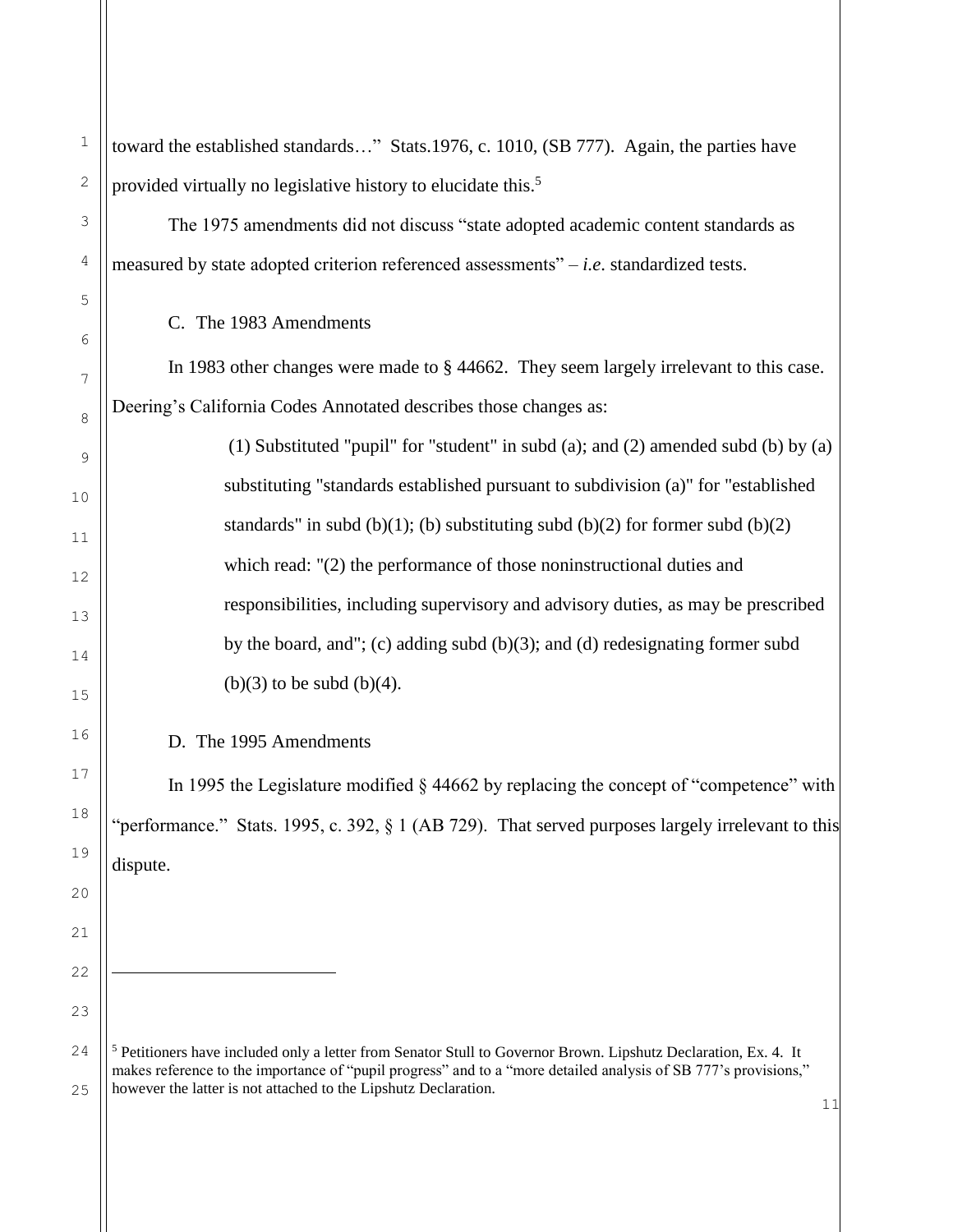toward the established standards…" Stats.1976, c. 1010, (SB 777). Again, the parties have provided virtually no legislative history to elucidate this.[5]

The 1975 amendments did not discuss "state adopted academic content standards as measured by state adopted criterion referenced assessments" – *i.e*. standardized tests.

### C. The 1983 Amendments

In 1983 other changes were made to § 44662. They seem largely irrelevant to this case. Deering's California Codes Annotated describes those changes as:

> (1) Substituted "pupil" for "student" in subd (a); and (2) amended subd (b) by (a) substituting "standards established pursuant to subdivision (a)" for "established standards" in subd (b)(1); (b) substituting subd (b)(2) for former subd (b)(2) which read: "(2) the performance of those noninstructional duties and responsibilities, including supervisory and advisory duties, as may be prescribed by the board, and"; (c) adding subd (b)(3); and (d) redesignating former subd (b)(3) to be subd (b)(4).

### D. The 1995 Amendments

In 1995 the Legislature modified § 44662 by replacing the concept of "competence" with "performance." Stats. 1995, c. 392, § 1 (AB 729). That served purposes largely irrelevant to this dispute.

---

[5] Petitioners have included only a letter from Senator Stull to Governor Brown. Lipshutz Declaration, Ex. 4. It makes reference to the importance of "pupil progress" and to a "more detailed analysis of SB 777's provisions," however the latter is not attached to the Lipshutz Declaration.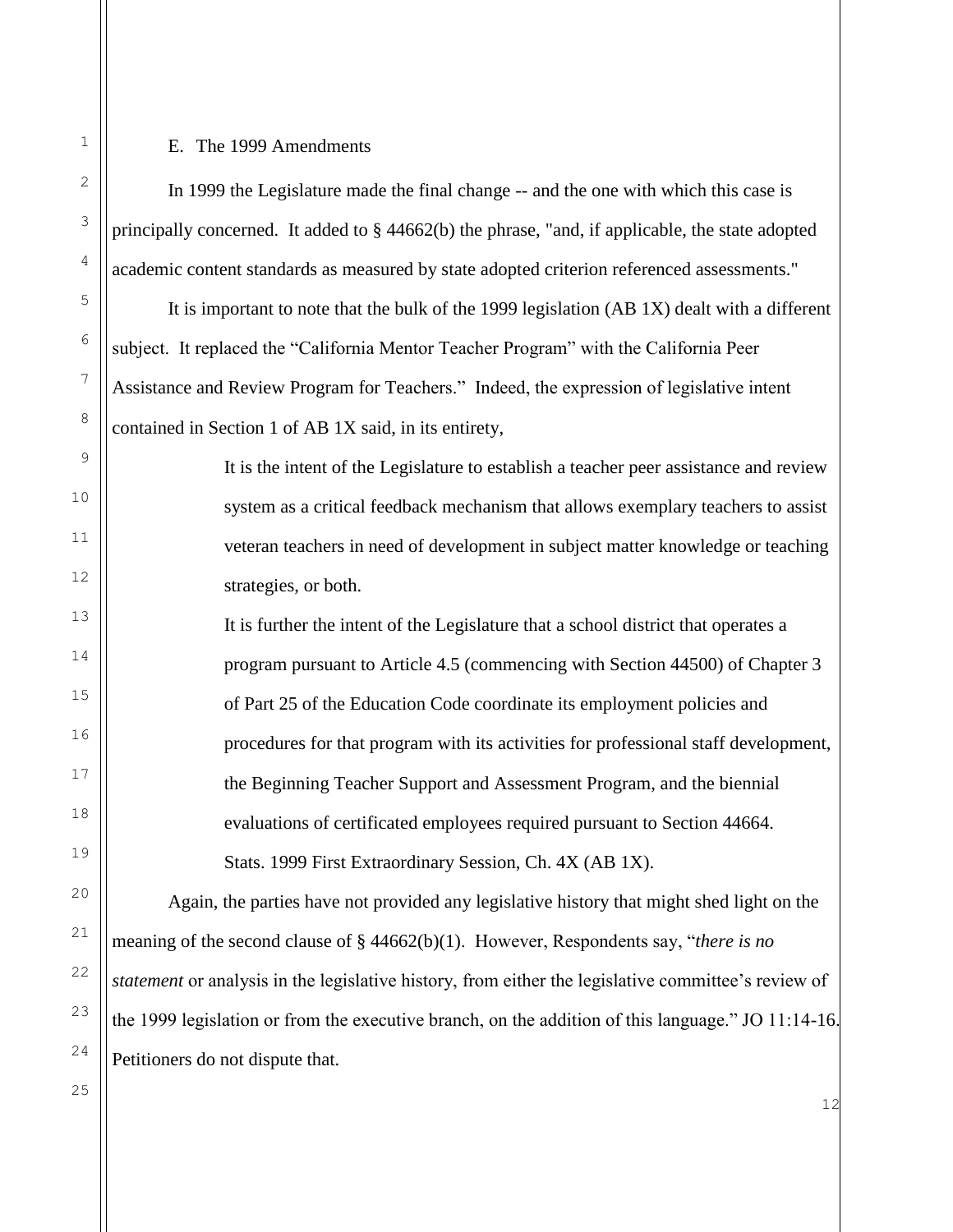E. The 1999 Amendments

In 1999 the Legislature made the final change -- and the one with which this case is principally concerned. It added to § 44662(b) the phrase, "and, if applicable, the state adopted academic content standards as measured by state adopted criterion referenced assessments."

It is important to note that the bulk of the 1999 legislation (AB 1X) dealt with a different subject. It replaced the "California Mentor Teacher Program" with the California Peer Assistance and Review Program for Teachers." Indeed, the expression of legislative intent contained in Section 1 of AB 1X said, in its entirety,

> It is the intent of the Legislature to establish a teacher peer assistance and review system as a critical feedback mechanism that allows exemplary teachers to assist veteran teachers in need of development in subject matter knowledge or teaching strategies, or both.
>
> It is further the intent of the Legislature that a school district that operates a program pursuant to Article 4.5 (commencing with Section 44500) of Chapter 3 of Part 25 of the Education Code coordinate its employment policies and procedures for that program with its activities for professional staff development, the Beginning Teacher Support and Assessment Program, and the biennial evaluations of certificated employees required pursuant to Section 44664.
>
> Stats. 1999 First Extraordinary Session, Ch. 4X (AB 1X).

Again, the parties have not provided any legislative history that might shed light on the meaning of the second clause of § 44662(b)(1). However, Respondents say, "*there is no statement* or analysis in the legislative history, from either the legislative committee's review of the 1999 legislation or from the executive branch, on the addition of this language." JO 11:14-16. Petitioners do not dispute that.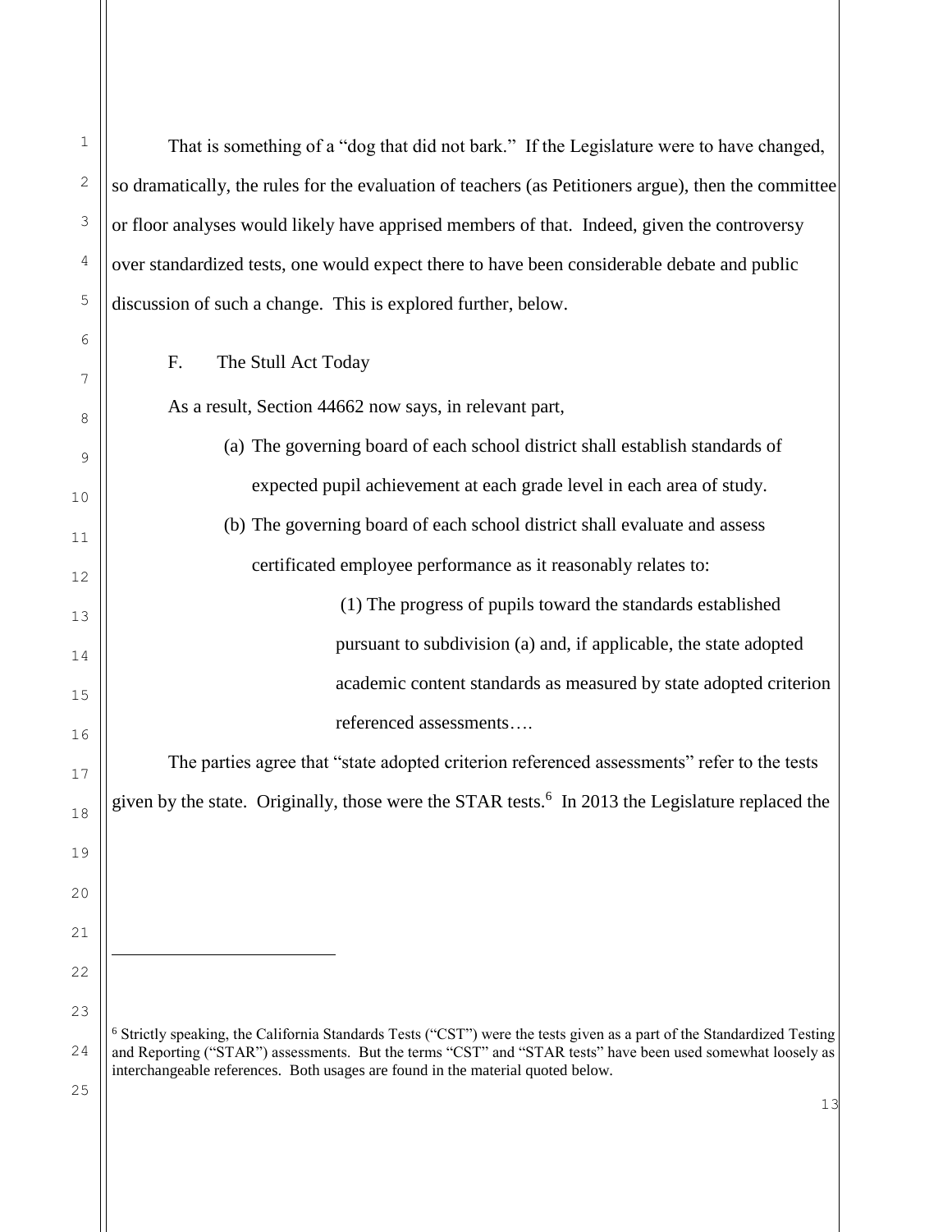That is something of a "dog that did not bark." If the Legislature were to have changed, so dramatically, the rules for the evaluation of teachers (as Petitioners argue), then the committee or floor analyses would likely have apprised members of that. Indeed, given the controversy over standardized tests, one would expect there to have been considerable debate and public discussion of such a change. This is explored further, below.

### F. The Stull Act Today

As a result, Section 44662 now says, in relevant part,

> (a) The governing board of each school district shall establish standards of expected pupil achievement at each grade level in each area of study.
>
> (b) The governing board of each school district shall evaluate and assess certificated employee performance as it reasonably relates to:
>
> > (1) The progress of pupils toward the standards established pursuant to subdivision (a) and, if applicable, the state adopted academic content standards as measured by state adopted criterion referenced assessments….

The parties agree that "state adopted criterion referenced assessments" refer to the tests given by the state. Originally, those were the STAR tests.[6] In 2013 the Legislature replaced the

---

[6] Strictly speaking, the California Standards Tests ("CST") were the tests given as a part of the Standardized Testing and Reporting ("STAR") assessments. But the terms "CST" and "STAR tests" have been used somewhat loosely as interchangeable references. Both usages are found in the material quoted below.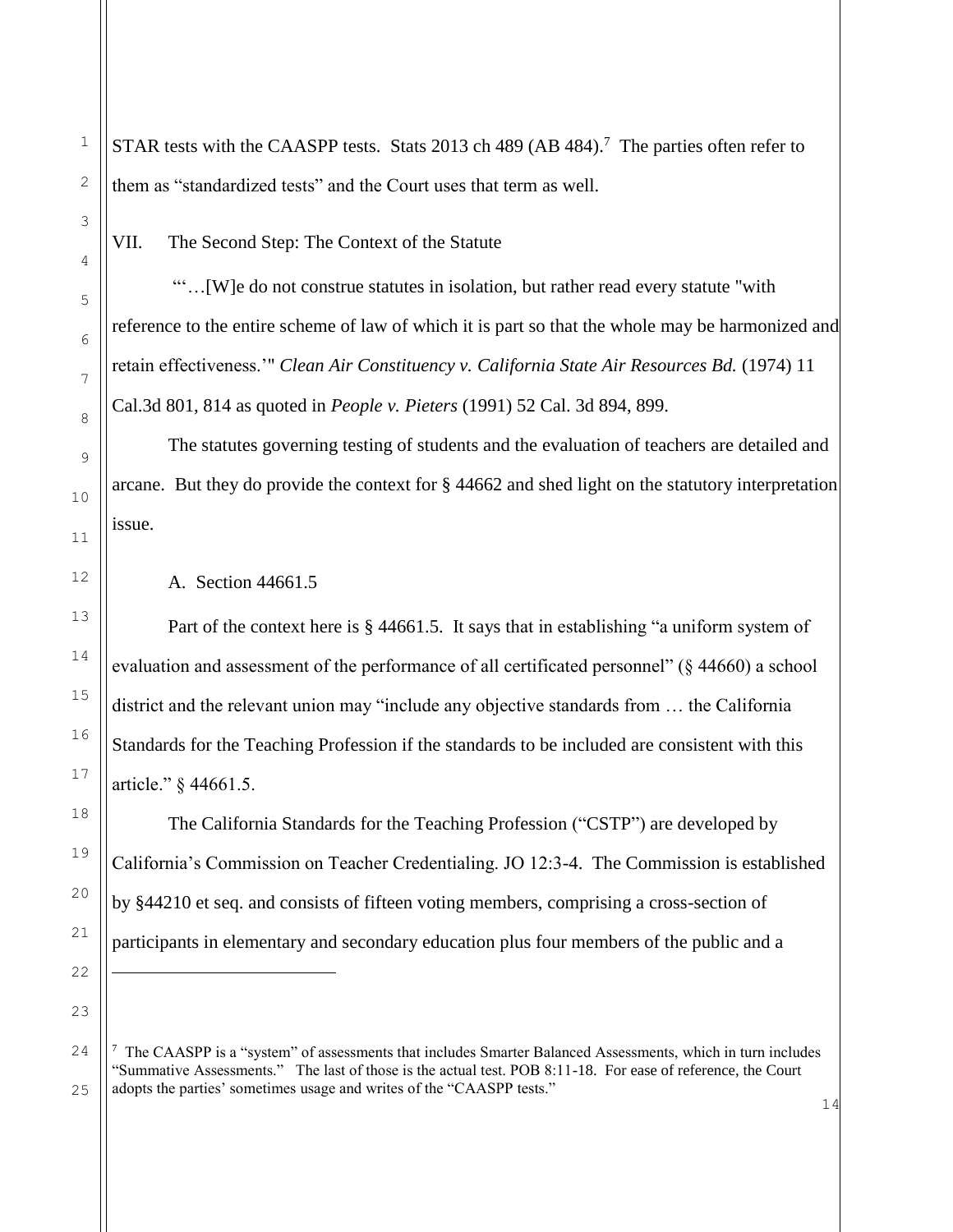STAR tests with the CAASPP tests. Stats 2013 ch 489 (AB 484).[7] The parties often refer to them as "standardized tests" and the Court uses that term as well.

## VII. The Second Step: The Context of the Statute

"'…[W]e do not construe statutes in isolation, but rather read every statute "with reference to the entire scheme of law of which it is part so that the whole may be harmonized and retain effectiveness.'" *Clean Air Constituency v. California State Air Resources Bd.* (1974) 11 Cal.3d 801, 814 as quoted in *People v. Pieters* (1991) 52 Cal. 3d 894, 899.

The statutes governing testing of students and the evaluation of teachers are detailed and arcane. But they do provide the context for § 44662 and shed light on the statutory interpretation issue.

### A. Section 44661.5

Part of the context here is § 44661.5. It says that in establishing "a uniform system of evaluation and assessment of the performance of all certificated personnel" (§ 44660) a school district and the relevant union may "include any objective standards from … the California Standards for the Teaching Profession if the standards to be included are consistent with this article." § 44661.5.

The California Standards for the Teaching Profession ("CSTP") are developed by California's Commission on Teacher Credentialing. JO 12:3-4. The Commission is established by §44210 et seq. and consists of fifteen voting members, comprising a cross-section of participants in elementary and secondary education plus four members of the public and a

---

[7] The CAASPP is a "system" of assessments that includes Smarter Balanced Assessments, which in turn includes "Summative Assessments." The last of those is the actual test. POB 8:11-18. For ease of reference, the Court adopts the parties' sometimes usage and writes of the "CAASPP tests."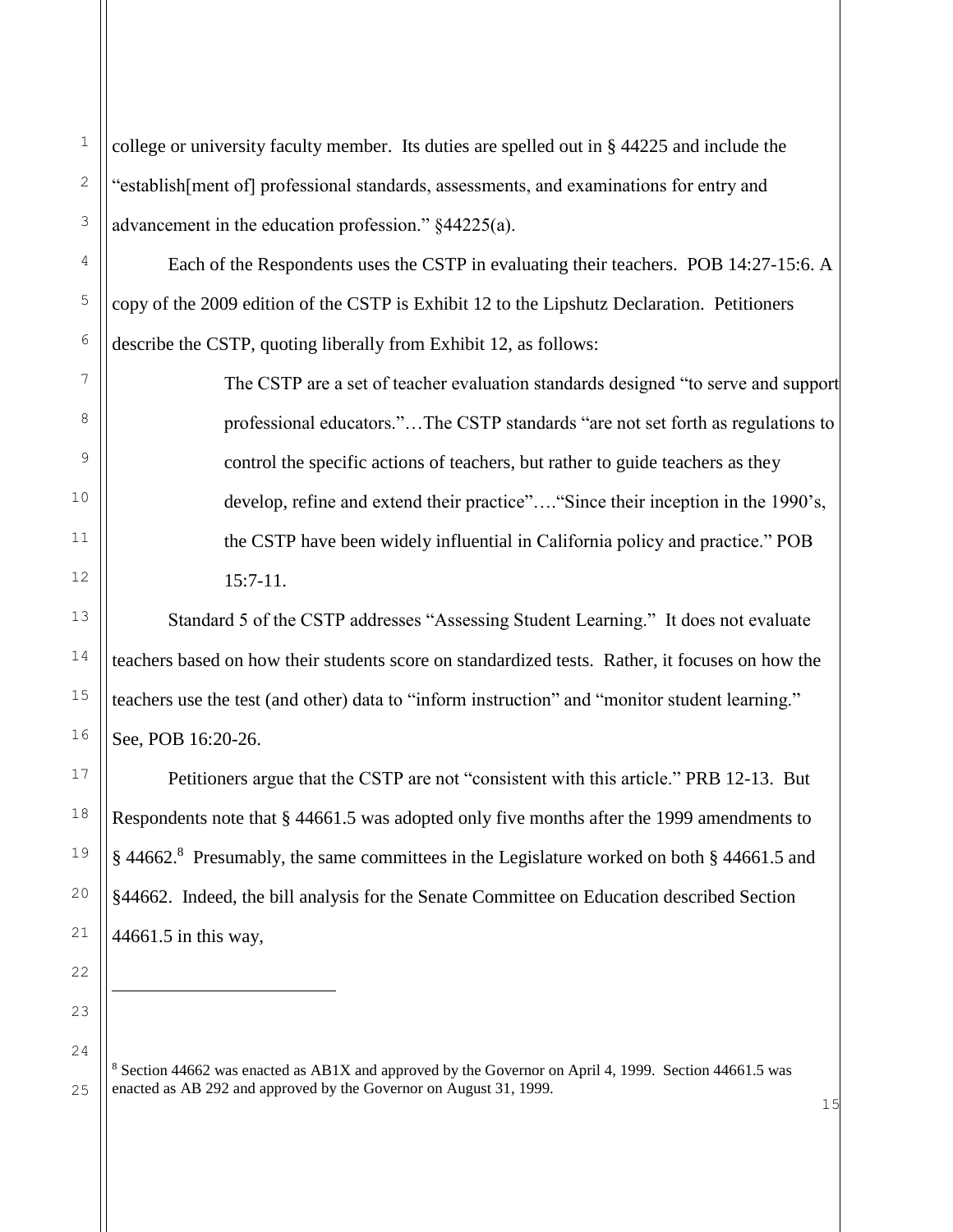college or university faculty member. Its duties are spelled out in § 44225 and include the "establish[ment of] professional standards, assessments, and examinations for entry and advancement in the education profession." §44225(a).

Each of the Respondents uses the CSTP in evaluating their teachers. POB 14:27-15:6. A copy of the 2009 edition of the CSTP is Exhibit 12 to the Lipshutz Declaration. Petitioners describe the CSTP, quoting liberally from Exhibit 12, as follows:

> The CSTP are a set of teacher evaluation standards designed "to serve and support professional educators."…The CSTP standards "are not set forth as regulations to control the specific actions of teachers, but rather to guide teachers as they develop, refine and extend their practice"…."Since their inception in the 1990's, the CSTP have been widely influential in California policy and practice." POB 15:7-11.

Standard 5 of the CSTP addresses "Assessing Student Learning." It does not evaluate teachers based on how their students score on standardized tests. Rather, it focuses on how the teachers use the test (and other) data to "inform instruction" and "monitor student learning." See, POB 16:20-26.

Petitioners argue that the CSTP are not "consistent with this article." PRB 12-13. But Respondents note that § 44661.5 was adopted only five months after the 1999 amendments to § 44662.[8] Presumably, the same committees in the Legislature worked on both § 44661.5 and §44662. Indeed, the bill analysis for the Senate Committee on Education described Section 44661.5 in this way,

---

[8] Section 44662 was enacted as AB1X and approved by the Governor on April 4, 1999. Section 44661.5 was enacted as AB 292 and approved by the Governor on August 31, 1999.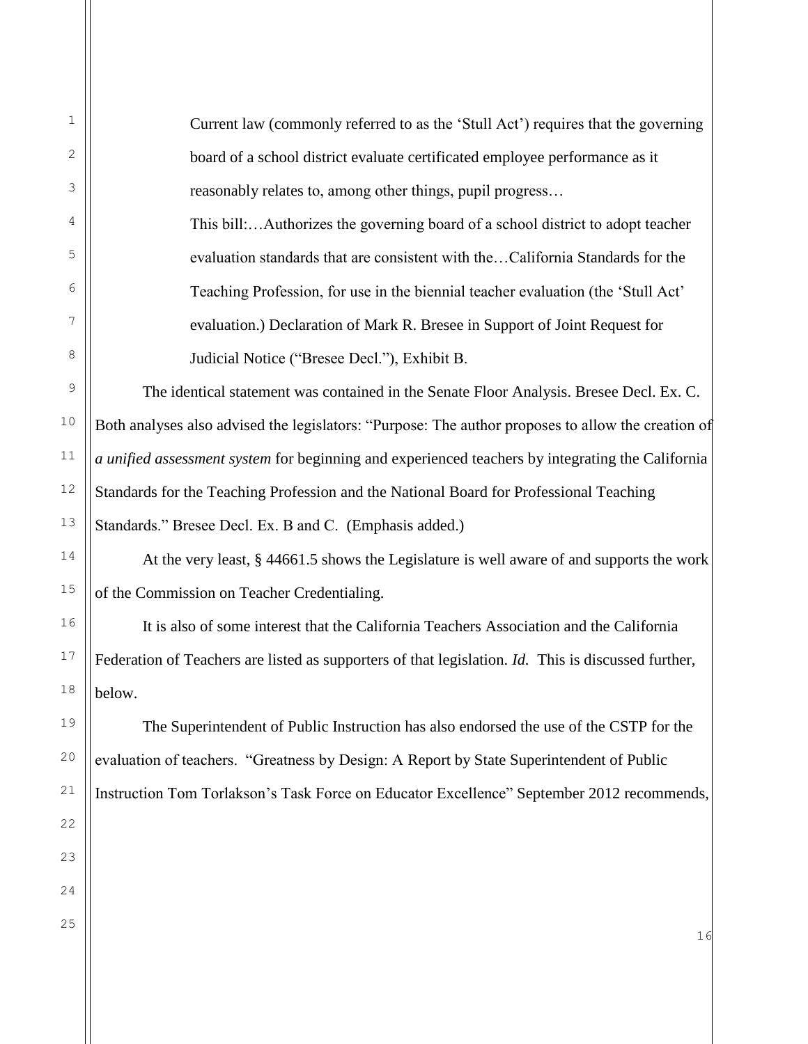> Current law (commonly referred to as the 'Stull Act') requires that the governing board of a school district evaluate certificated employee performance as it reasonably relates to, among other things, pupil progress…
>
> This bill:…Authorizes the governing board of a school district to adopt teacher evaluation standards that are consistent with the…California Standards for the Teaching Profession, for use in the biennial teacher evaluation (the 'Stull Act' evaluation.) Declaration of Mark R. Bresee in Support of Joint Request for Judicial Notice ("Bresee Decl."), Exhibit B.

The identical statement was contained in the Senate Floor Analysis. Bresee Decl. Ex. C. Both analyses also advised the legislators: "Purpose: The author proposes to allow the creation of *a unified assessment system* for beginning and experienced teachers by integrating the California Standards for the Teaching Profession and the National Board for Professional Teaching Standards." Bresee Decl. Ex. B and C. (Emphasis added.)

At the very least, § 44661.5 shows the Legislature is well aware of and supports the work of the Commission on Teacher Credentialing.

It is also of some interest that the California Teachers Association and the California Federation of Teachers are listed as supporters of that legislation. *Id.* This is discussed further, below.

The Superintendent of Public Instruction has also endorsed the use of the CSTP for the evaluation of teachers. "Greatness by Design: A Report by State Superintendent of Public Instruction Tom Torlakson's Task Force on Educator Excellence" September 2012 recommends,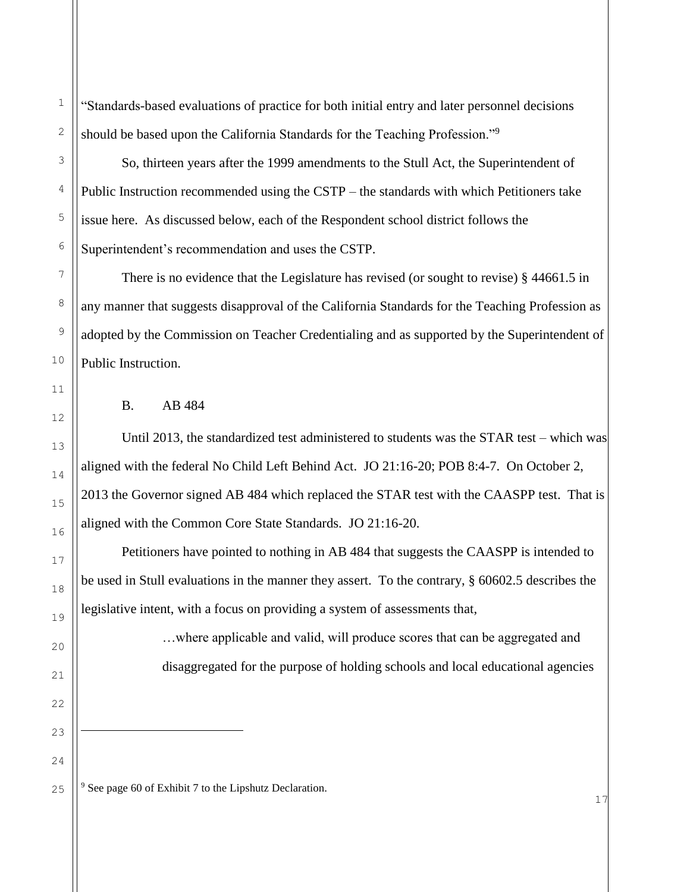"Standards-based evaluations of practice for both initial entry and later personnel decisions should be based upon the California Standards for the Teaching Profession."[9]

So, thirteen years after the 1999 amendments to the Stull Act, the Superintendent of Public Instruction recommended using the CSTP – the standards with which Petitioners take issue here. As discussed below, each of the Respondent school district follows the Superintendent's recommendation and uses the CSTP.

There is no evidence that the Legislature has revised (or sought to revise) § 44661.5 in any manner that suggests disapproval of the California Standards for the Teaching Profession as adopted by the Commission on Teacher Credentialing and as supported by the Superintendent of Public Instruction.

## B. AB 484

Until 2013, the standardized test administered to students was the STAR test – which was aligned with the federal No Child Left Behind Act. JO 21:16-20; POB 8:4-7. On October 2, 2013 the Governor signed AB 484 which replaced the STAR test with the CAASPP test. That is aligned with the Common Core State Standards. JO 21:16-20.

Petitioners have pointed to nothing in AB 484 that suggests the CAASPP is intended to be used in Stull evaluations in the manner they assert. To the contrary, § 60602.5 describes the legislative intent, with a focus on providing a system of assessments that,

> …where applicable and valid, will produce scores that can be aggregated and disaggregated for the purpose of holding schools and local educational agencies

---

[9] See page 60 of Exhibit 7 to the Lipshutz Declaration.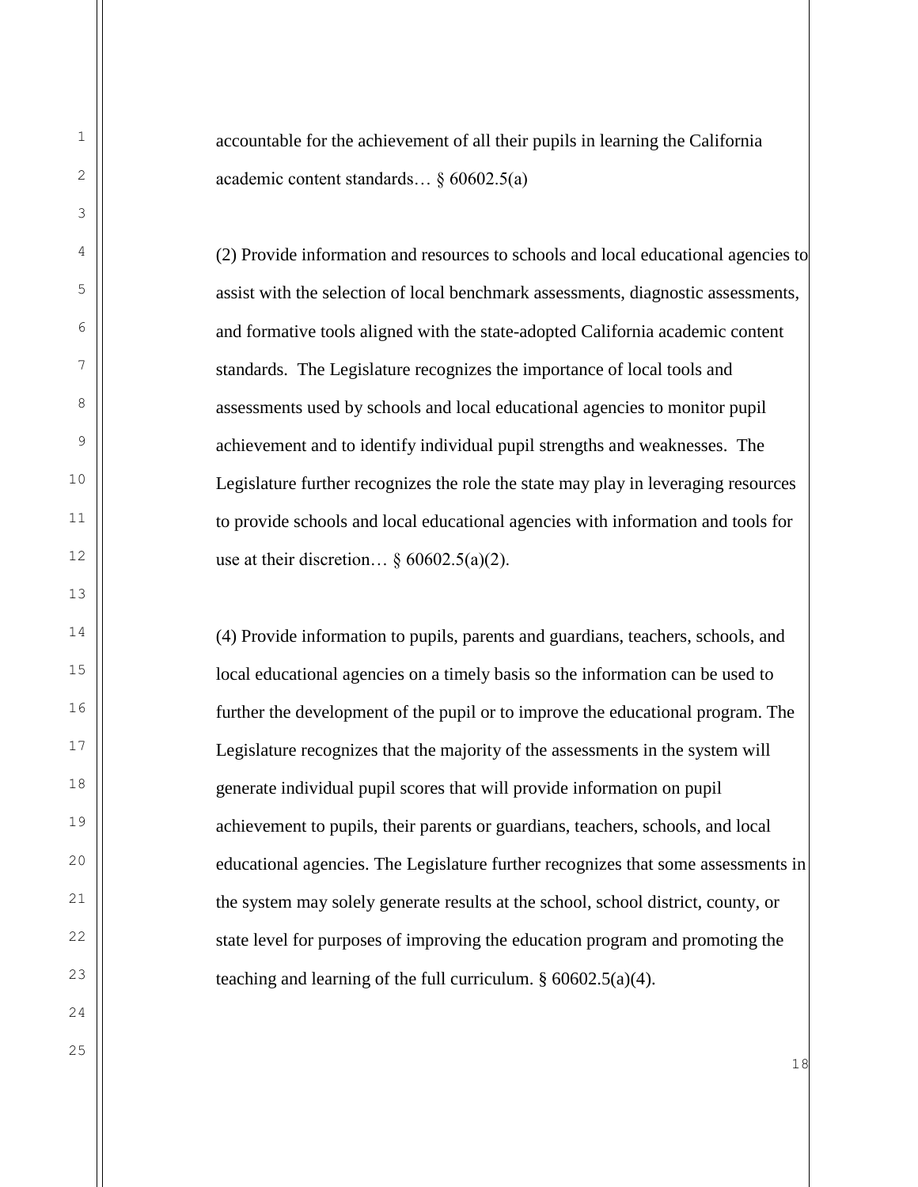accountable for the achievement of all their pupils in learning the California academic content standards… § 60602.5(a)

(2) Provide information and resources to schools and local educational agencies to assist with the selection of local benchmark assessments, diagnostic assessments, and formative tools aligned with the state-adopted California academic content standards. The Legislature recognizes the importance of local tools and assessments used by schools and local educational agencies to monitor pupil achievement and to identify individual pupil strengths and weaknesses. The Legislature further recognizes the role the state may play in leveraging resources to provide schools and local educational agencies with information and tools for use at their discretion… § 60602.5(a)(2).

(4) Provide information to pupils, parents and guardians, teachers, schools, and local educational agencies on a timely basis so the information can be used to further the development of the pupil or to improve the educational program. The Legislature recognizes that the majority of the assessments in the system will generate individual pupil scores that will provide information on pupil achievement to pupils, their parents or guardians, teachers, schools, and local educational agencies. The Legislature further recognizes that some assessments in the system may solely generate results at the school, school district, county, or state level for purposes of improving the education program and promoting the teaching and learning of the full curriculum. § 60602.5(a)(4).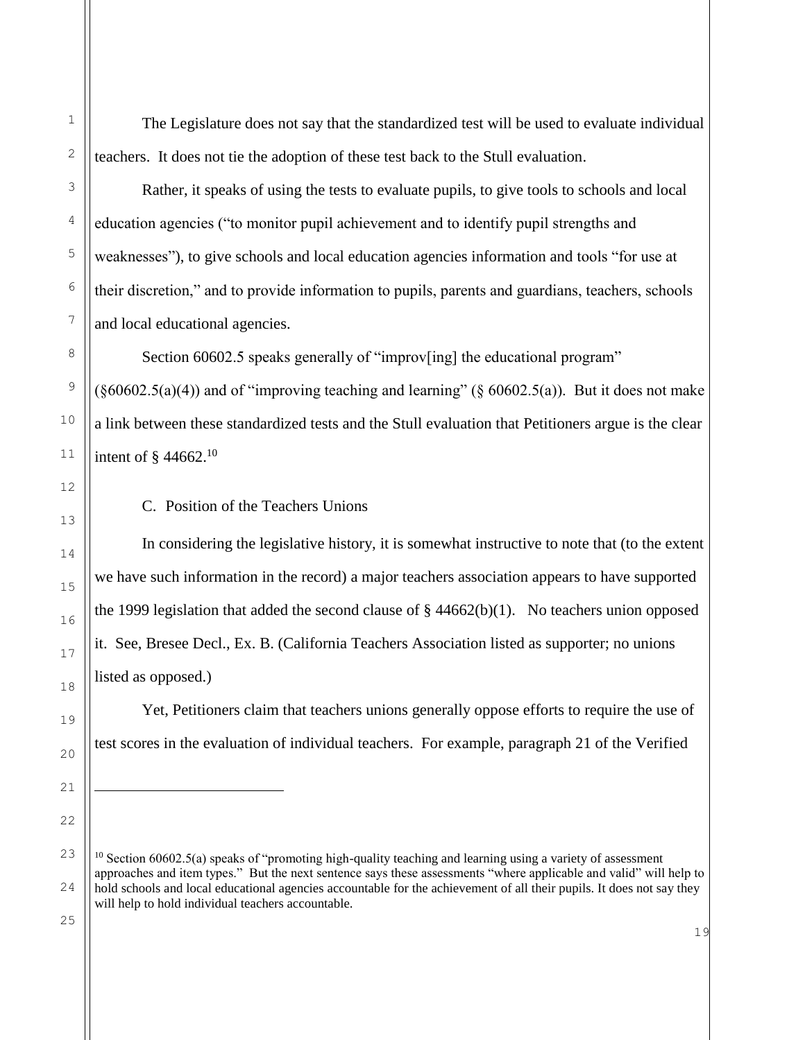The Legislature does not say that the standardized test will be used to evaluate individual teachers. It does not tie the adoption of these test back to the Stull evaluation.

Rather, it speaks of using the tests to evaluate pupils, to give tools to schools and local education agencies ("to monitor pupil achievement and to identify pupil strengths and weaknesses"), to give schools and local education agencies information and tools "for use at their discretion," and to provide information to pupils, parents and guardians, teachers, schools and local educational agencies.

Section 60602.5 speaks generally of "improv[ing] the educational program" (§60602.5(a)(4)) and of "improving teaching and learning" (§ 60602.5(a)). But it does not make a link between these standardized tests and the Stull evaluation that Petitioners argue is the clear intent of § 44662.[10]

C. Position of the Teachers Unions

In considering the legislative history, it is somewhat instructive to note that (to the extent we have such information in the record) a major teachers association appears to have supported the 1999 legislation that added the second clause of § 44662(b)(1). No teachers union opposed it. See, Bresee Decl., Ex. B. (California Teachers Association listed as supporter; no unions listed as opposed.)

Yet, Petitioners claim that teachers unions generally oppose efforts to require the use of test scores in the evaluation of individual teachers. For example, paragraph 21 of the Verified

---

[10] Section 60602.5(a) speaks of "promoting high-quality teaching and learning using a variety of assessment approaches and item types." But the next sentence says these assessments "where applicable and valid" will help to hold schools and local educational agencies accountable for the achievement of all their pupils. It does not say they will help to hold individual teachers accountable.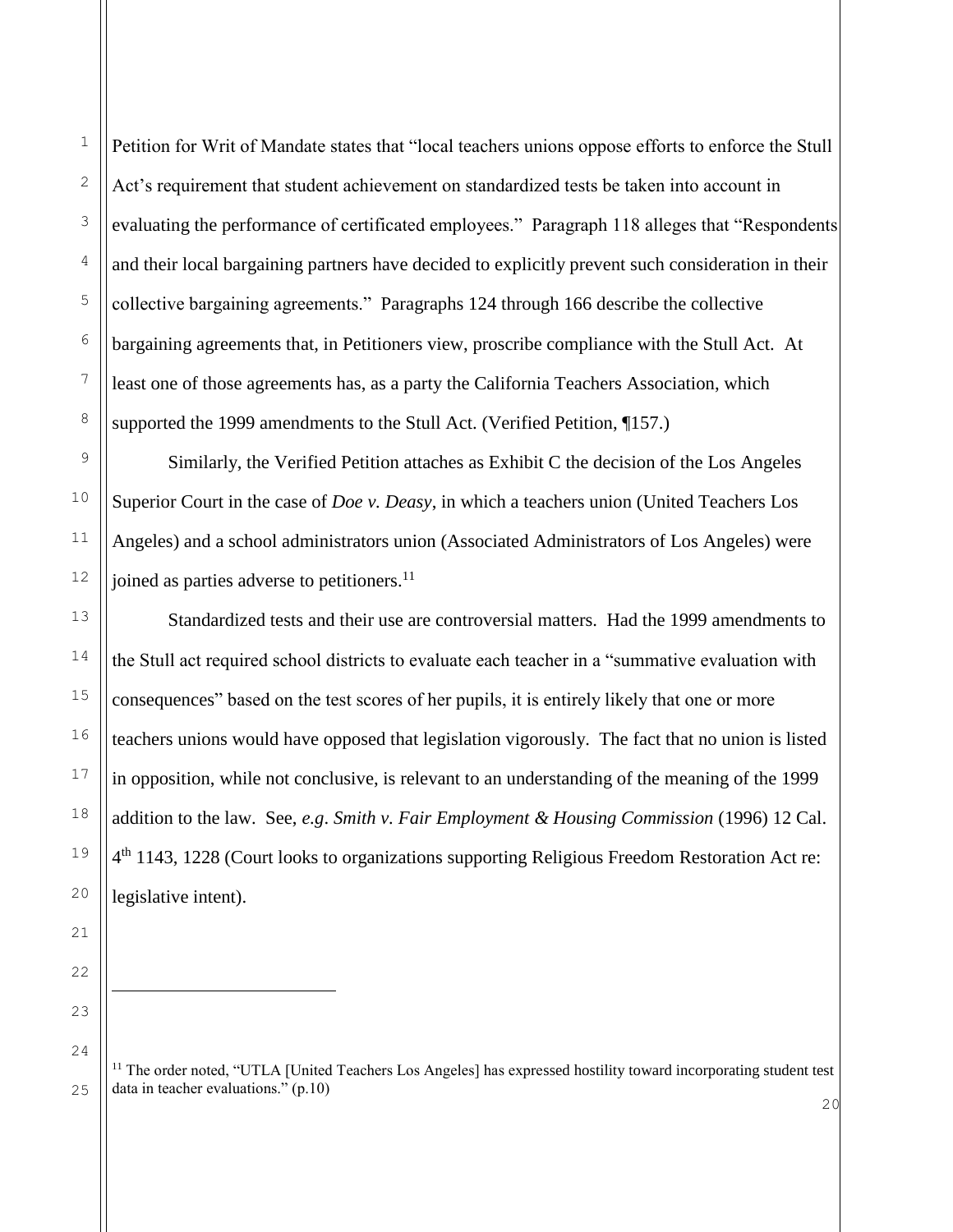Petition for Writ of Mandate states that "local teachers unions oppose efforts to enforce the Stull Act's requirement that student achievement on standardized tests be taken into account in evaluating the performance of certificated employees." Paragraph 118 alleges that "Respondents and their local bargaining partners have decided to explicitly prevent such consideration in their collective bargaining agreements." Paragraphs 124 through 166 describe the collective bargaining agreements that, in Petitioners view, proscribe compliance with the Stull Act. At least one of those agreements has, as a party the California Teachers Association, which supported the 1999 amendments to the Stull Act. (Verified Petition, ¶157.)

Similarly, the Verified Petition attaches as Exhibit C the decision of the Los Angeles Superior Court in the case of *Doe v. Deasy*, in which a teachers union (United Teachers Los Angeles) and a school administrators union (Associated Administrators of Los Angeles) were joined as parties adverse to petitioners.[11]

Standardized tests and their use are controversial matters. Had the 1999 amendments to the Stull act required school districts to evaluate each teacher in a "summative evaluation with consequences" based on the test scores of her pupils, it is entirely likely that one or more teachers unions would have opposed that legislation vigorously. The fact that no union is listed in opposition, while not conclusive, is relevant to an understanding of the meaning of the 1999 addition to the law. See, *e.g*. *Smith v. Fair Employment & Housing Commission* (1996) 12 Cal. 4th 1143, 1228 (Court looks to organizations supporting Religious Freedom Restoration Act re: legislative intent).

---

[11] The order noted, "UTLA [United Teachers Los Angeles] has expressed hostility toward incorporating student test data in teacher evaluations." (p.10)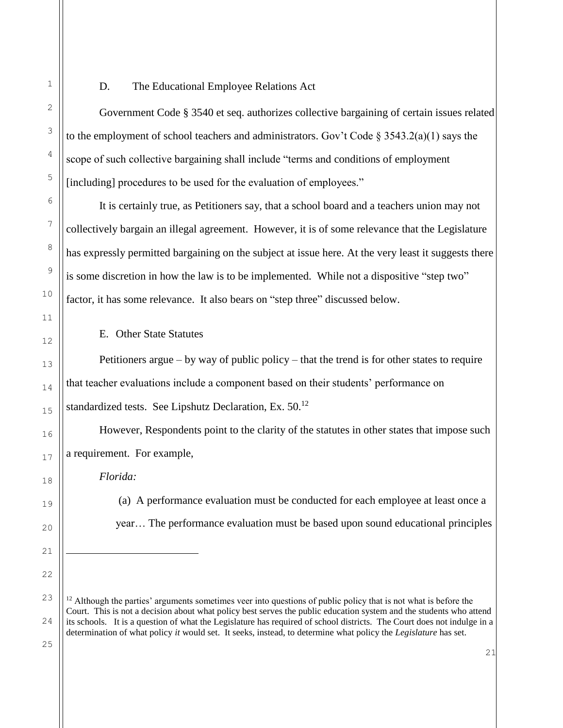D. The Educational Employee Relations Act

Government Code § 3540 et seq. authorizes collective bargaining of certain issues related to the employment of school teachers and administrators. Gov't Code § 3543.2(a)(1) says the scope of such collective bargaining shall include "terms and conditions of employment [including] procedures to be used for the evaluation of employees."

It is certainly true, as Petitioners say, that a school board and a teachers union may not collectively bargain an illegal agreement. However, it is of some relevance that the Legislature has expressly permitted bargaining on the subject at issue here. At the very least it suggests there is some discretion in how the law is to be implemented. While not a dispositive "step two" factor, it has some relevance. It also bears on "step three" discussed below.

E. Other State Statutes

Petitioners argue – by way of public policy – that the trend is for other states to require that teacher evaluations include a component based on their students' performance on standardized tests. See Lipshutz Declaration, Ex. 50.[12]

However, Respondents point to the clarity of the statutes in other states that impose such a requirement. For example,

*Florida:*

> (a) A performance evaluation must be conducted for each employee at least once a year… The performance evaluation must be based upon sound educational principles

[12] Although the parties' arguments sometimes veer into questions of public policy that is not what is before the Court. This is not a decision about what policy best serves the public education system and the students who attend its schools. It is a question of what the Legislature has required of school districts. The Court does not indulge in a determination of what policy *it* would set. It seeks, instead, to determine what policy the *Legislature* has set.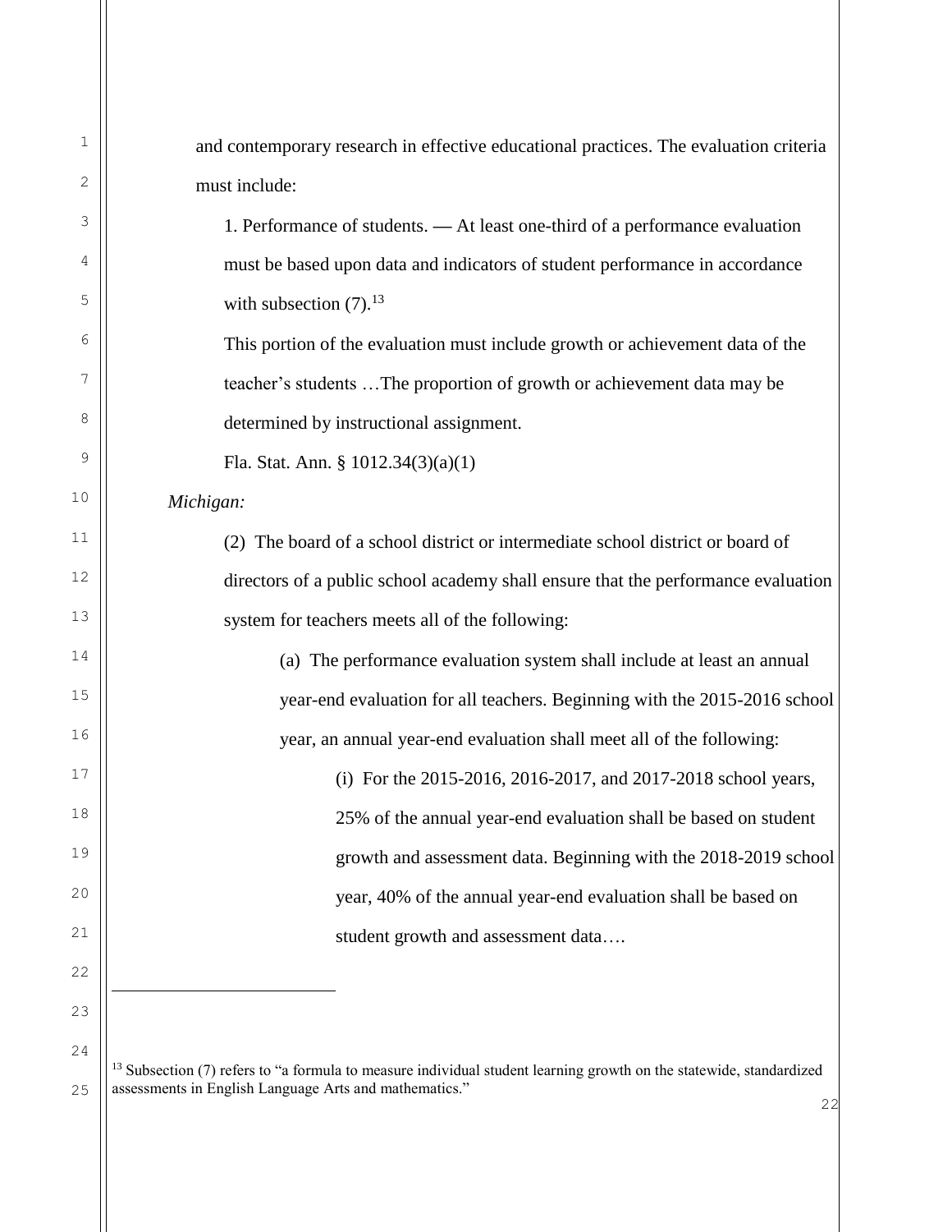and contemporary research in effective educational practices. The evaluation criteria must include:

> 1. Performance of students. — At least one-third of a performance evaluation must be based upon data and indicators of student performance in accordance with subsection (7).[13]
>
> This portion of the evaluation must include growth or achievement data of the teacher's students …The proportion of growth or achievement data may be determined by instructional assignment.
>
> Fla. Stat. Ann. § 1012.34(3)(a)(1)

*Michigan:*

> (2) The board of a school district or intermediate school district or board of directors of a public school academy shall ensure that the performance evaluation system for teachers meets all of the following:
>
> > (a) The performance evaluation system shall include at least an annual year-end evaluation for all teachers. Beginning with the 2015-2016 school year, an annual year-end evaluation shall meet all of the following:
> >
> > > (i) For the 2015-2016, 2016-2017, and 2017-2018 school years, 25% of the annual year-end evaluation shall be based on student growth and assessment data. Beginning with the 2018-2019 school year, 40% of the annual year-end evaluation shall be based on student growth and assessment data….

---

[13] Subsection (7) refers to "a formula to measure individual student learning growth on the statewide, standardized assessments in English Language Arts and mathematics."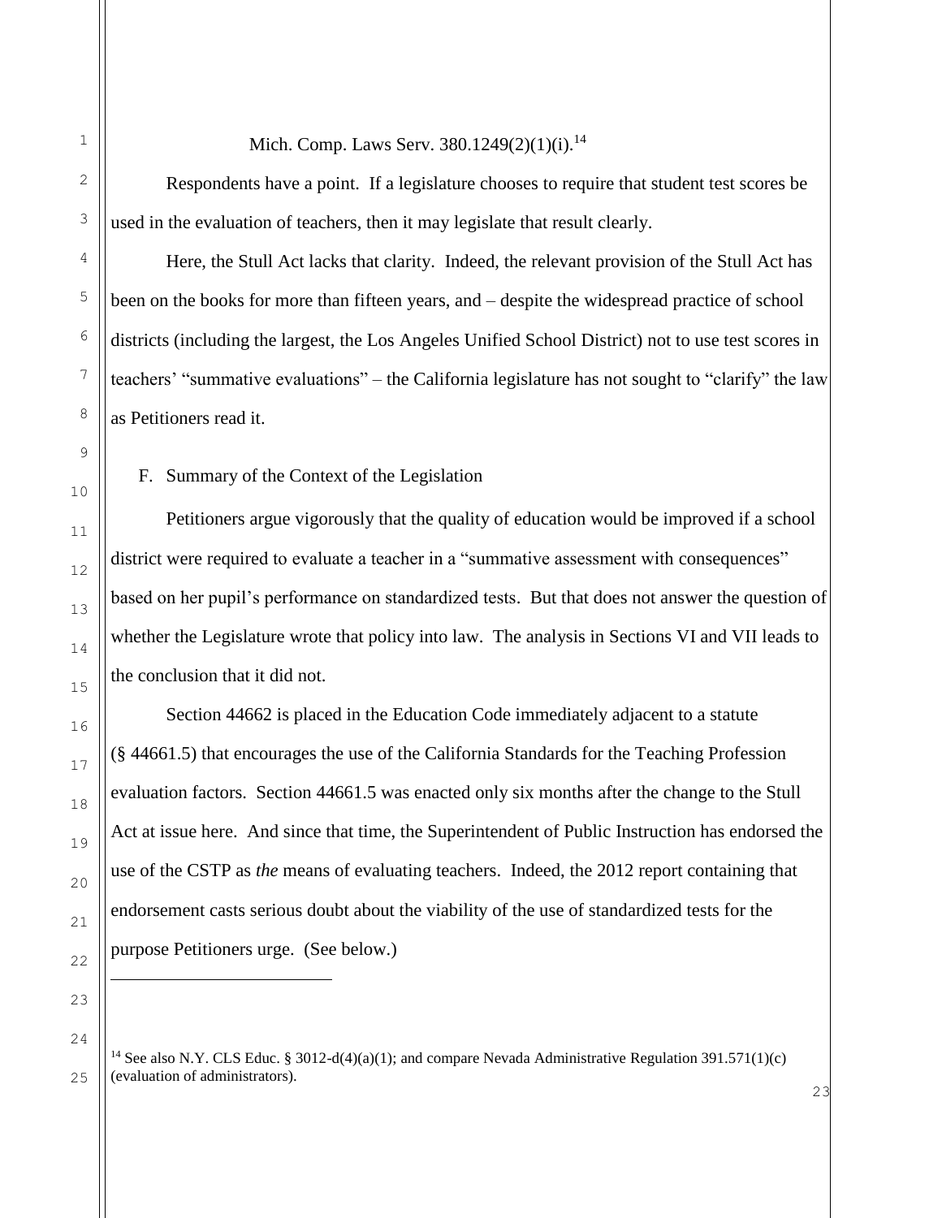Mich. Comp. Laws Serv. 380.1249(2)(1)(i).[14]

Respondents have a point. If a legislature chooses to require that student test scores be used in the evaluation of teachers, then it may legislate that result clearly.

Here, the Stull Act lacks that clarity. Indeed, the relevant provision of the Stull Act has been on the books for more than fifteen years, and – despite the widespread practice of school districts (including the largest, the Los Angeles Unified School District) not to use test scores in teachers' "summative evaluations" – the California legislature has not sought to "clarify" the law as Petitioners read it.

F. Summary of the Context of the Legislation

Petitioners argue vigorously that the quality of education would be improved if a school district were required to evaluate a teacher in a "summative assessment with consequences" based on her pupil's performance on standardized tests. But that does not answer the question of whether the Legislature wrote that policy into law. The analysis in Sections VI and VII leads to the conclusion that it did not.

Section 44662 is placed in the Education Code immediately adjacent to a statute (§ 44661.5) that encourages the use of the California Standards for the Teaching Profession evaluation factors. Section 44661.5 was enacted only six months after the change to the Stull Act at issue here. And since that time, the Superintendent of Public Instruction has endorsed the use of the CSTP as *the* means of evaluating teachers. Indeed, the 2012 report containing that endorsement casts serious doubt about the viability of the use of standardized tests for the purpose Petitioners urge. (See below.)

---

[14] See also N.Y. CLS Educ. § 3012-d(4)(a)(1); and compare Nevada Administrative Regulation 391.571(1)(c) (evaluation of administrators).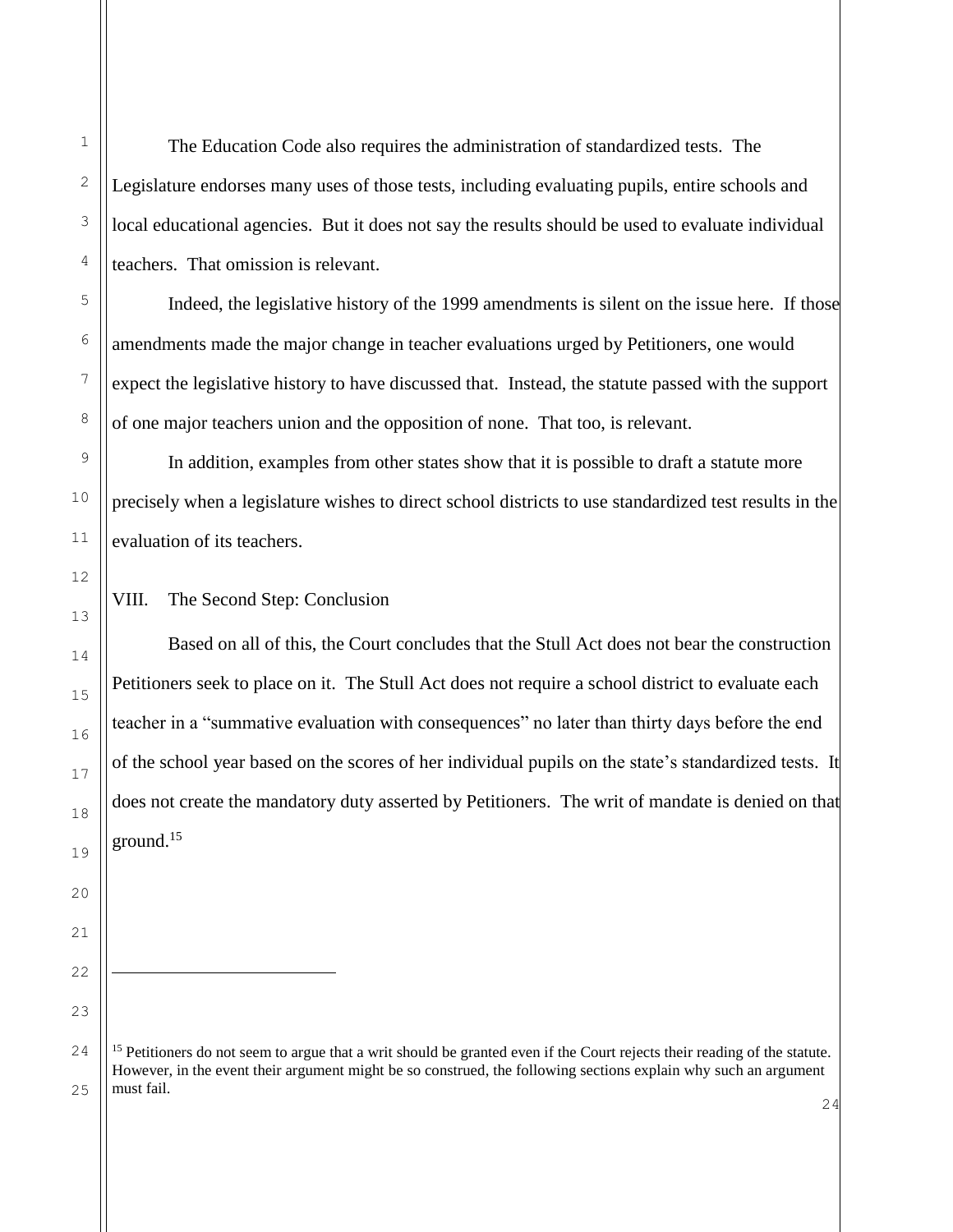The Education Code also requires the administration of standardized tests. The Legislature endorses many uses of those tests, including evaluating pupils, entire schools and local educational agencies. But it does not say the results should be used to evaluate individual teachers. That omission is relevant.

Indeed, the legislative history of the 1999 amendments is silent on the issue here. If those amendments made the major change in teacher evaluations urged by Petitioners, one would expect the legislative history to have discussed that. Instead, the statute passed with the support of one major teachers union and the opposition of none. That too, is relevant.

In addition, examples from other states show that it is possible to draft a statute more precisely when a legislature wishes to direct school districts to use standardized test results in the evaluation of its teachers.

## VIII. The Second Step: Conclusion

Based on all of this, the Court concludes that the Stull Act does not bear the construction Petitioners seek to place on it. The Stull Act does not require a school district to evaluate each teacher in a "summative evaluation with consequences" no later than thirty days before the end of the school year based on the scores of her individual pupils on the state's standardized tests. It does not create the mandatory duty asserted by Petitioners. The writ of mandate is denied on that ground.[15]

---

[15] Petitioners do not seem to argue that a writ should be granted even if the Court rejects their reading of the statute. However, in the event their argument might be so construed, the following sections explain why such an argument must fail.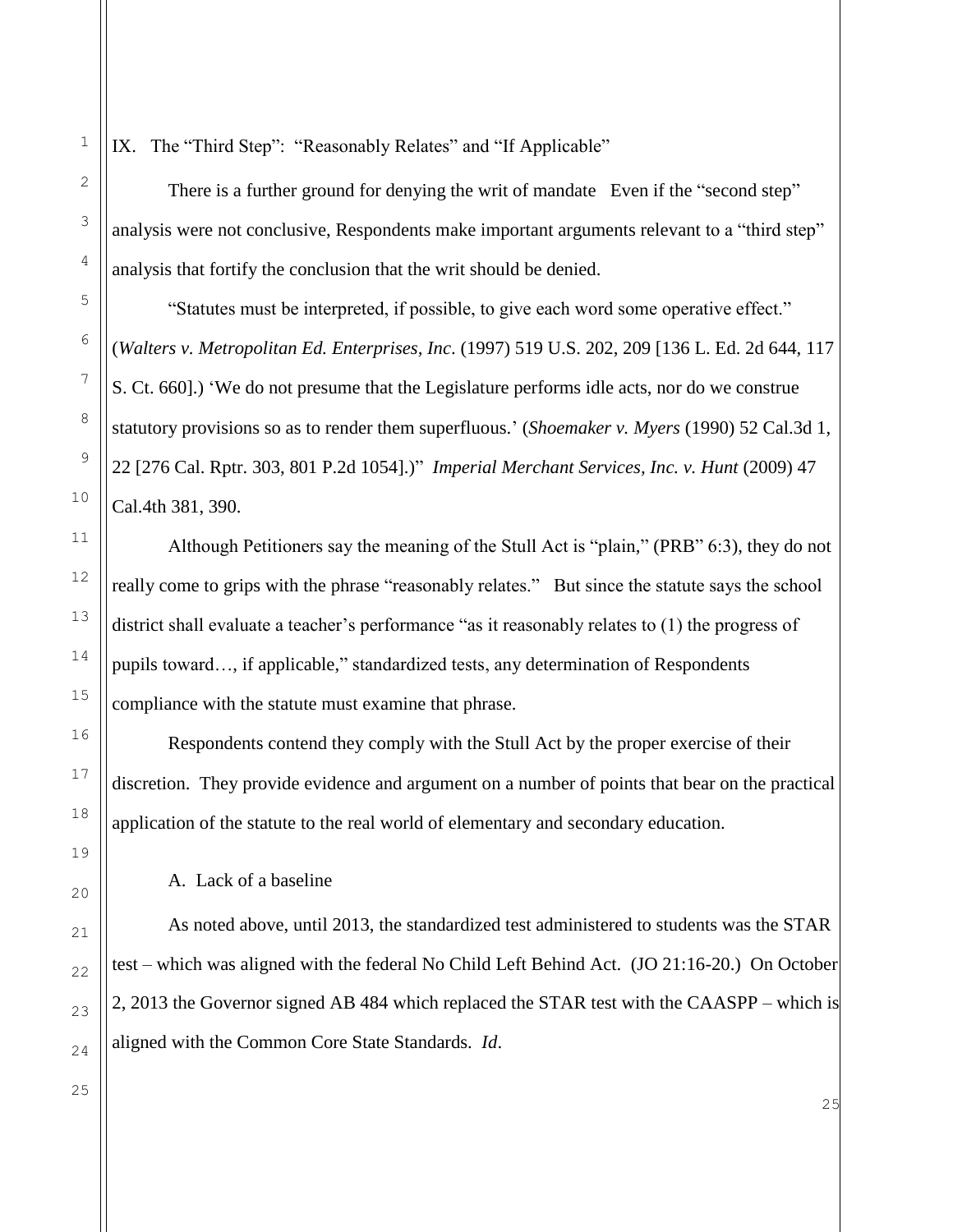## IX. The "Third Step": "Reasonably Relates" and "If Applicable"

There is a further ground for denying the writ of mandate Even if the "second step" analysis were not conclusive, Respondents make important arguments relevant to a "third step" analysis that fortify the conclusion that the writ should be denied.

"Statutes must be interpreted, if possible, to give each word some operative effect." (*Walters v. Metropolitan Ed. Enterprises, Inc*. (1997) 519 U.S. 202, 209 [136 L. Ed. 2d 644, 117 S. Ct. 660].) 'We do not presume that the Legislature performs idle acts, nor do we construe statutory provisions so as to render them superfluous.' (*Shoemaker v. Myers* (1990) 52 Cal.3d 1, 22 [276 Cal. Rptr. 303, 801 P.2d 1054].)" *Imperial Merchant Services, Inc. v. Hunt* (2009) 47 Cal.4th 381, 390.

Although Petitioners say the meaning of the Stull Act is "plain," (PRB" 6:3), they do not really come to grips with the phrase "reasonably relates." But since the statute says the school district shall evaluate a teacher's performance "as it reasonably relates to (1) the progress of pupils toward…, if applicable," standardized tests, any determination of Respondents compliance with the statute must examine that phrase.

Respondents contend they comply with the Stull Act by the proper exercise of their discretion. They provide evidence and argument on a number of points that bear on the practical application of the statute to the real world of elementary and secondary education.

### A. Lack of a baseline

As noted above, until 2013, the standardized test administered to students was the STAR test – which was aligned with the federal No Child Left Behind Act. (JO 21:16-20.) On October 2, 2013 the Governor signed AB 484 which replaced the STAR test with the CAASPP – which is aligned with the Common Core State Standards. *Id*.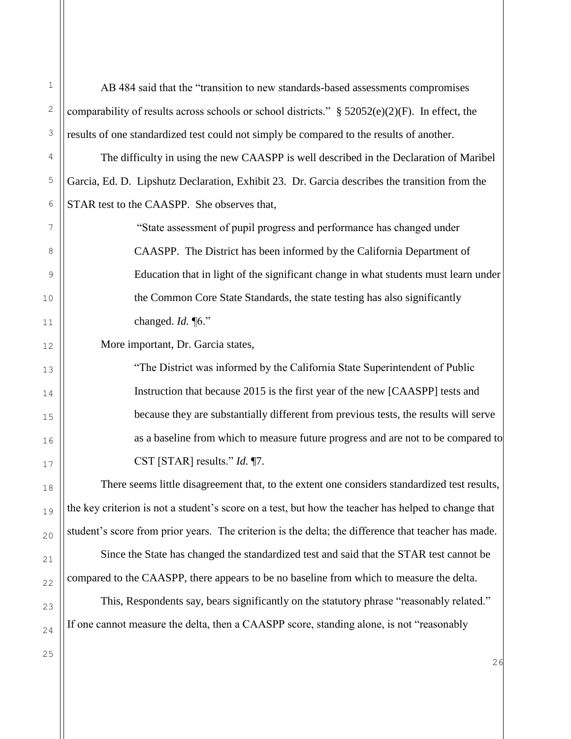AB 484 said that the "transition to new standards-based assessments compromises comparability of results across schools or school districts." § 52052(e)(2)(F). In effect, the results of one standardized test could not simply be compared to the results of another.

The difficulty in using the new CAASPP is well described in the Declaration of Maribel Garcia, Ed. D. Lipshutz Declaration, Exhibit 23. Dr. Garcia describes the transition from the STAR test to the CAASPP. She observes that,

> "State assessment of pupil progress and performance has changed under CAASPP. The District has been informed by the California Department of Education that in light of the significant change in what students must learn under the Common Core State Standards, the state testing has also significantly changed. *Id.* ¶6."

More important, Dr. Garcia states,

> "The District was informed by the California State Superintendent of Public Instruction that because 2015 is the first year of the new [CAASPP] tests and because they are substantially different from previous tests, the results will serve as a baseline from which to measure future progress and are not to be compared to CST [STAR] results." *Id.* ¶7.

There seems little disagreement that, to the extent one considers standardized test results, the key criterion is not a student's score on a test, but how the teacher has helped to change that student's score from prior years. The criterion is the delta; the difference that teacher has made.

Since the State has changed the standardized test and said that the STAR test cannot be compared to the CAASPP, there appears to be no baseline from which to measure the delta.

This, Respondents say, bears significantly on the statutory phrase "reasonably related." If one cannot measure the delta, then a CAASPP score, standing alone, is not "reasonably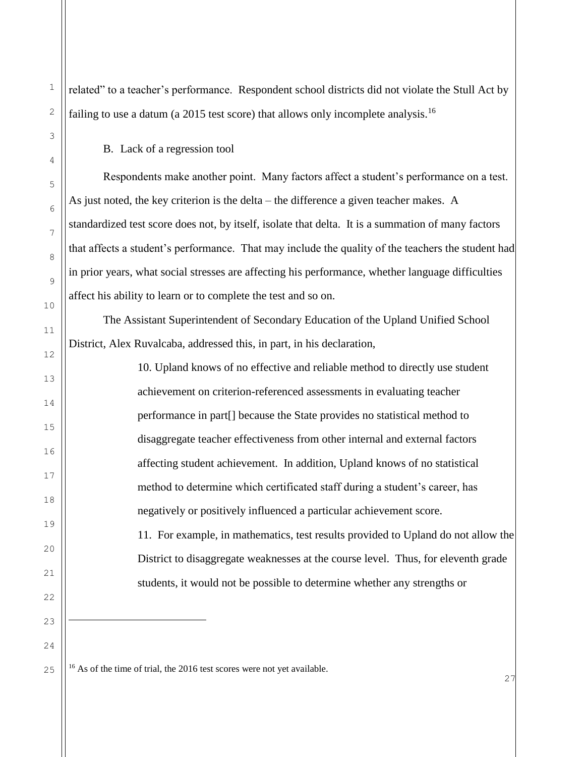related" to a teacher's performance. Respondent school districts did not violate the Stull Act by failing to use a datum (a 2015 test score) that allows only incomplete analysis.[16]

B. Lack of a regression tool

Respondents make another point. Many factors affect a student's performance on a test. As just noted, the key criterion is the delta – the difference a given teacher makes. A standardized test score does not, by itself, isolate that delta. It is a summation of many factors that affects a student's performance. That may include the quality of the teachers the student had in prior years, what social stresses are affecting his performance, whether language difficulties affect his ability to learn or to complete the test and so on.

The Assistant Superintendent of Secondary Education of the Upland Unified School District, Alex Ruvalcaba, addressed this, in part, in his declaration,

> 10. Upland knows of no effective and reliable method to directly use student achievement on criterion-referenced assessments in evaluating teacher performance in part[] because the State provides no statistical method to disaggregate teacher effectiveness from other internal and external factors affecting student achievement. In addition, Upland knows of no statistical method to determine which certificated staff during a student's career, has negatively or positively influenced a particular achievement score.
>
> 11. For example, in mathematics, test results provided to Upland do not allow the District to disaggregate weaknesses at the course level. Thus, for eleventh grade students, it would not be possible to determine whether any strengths or

---

[16] As of the time of trial, the 2016 test scores were not yet available.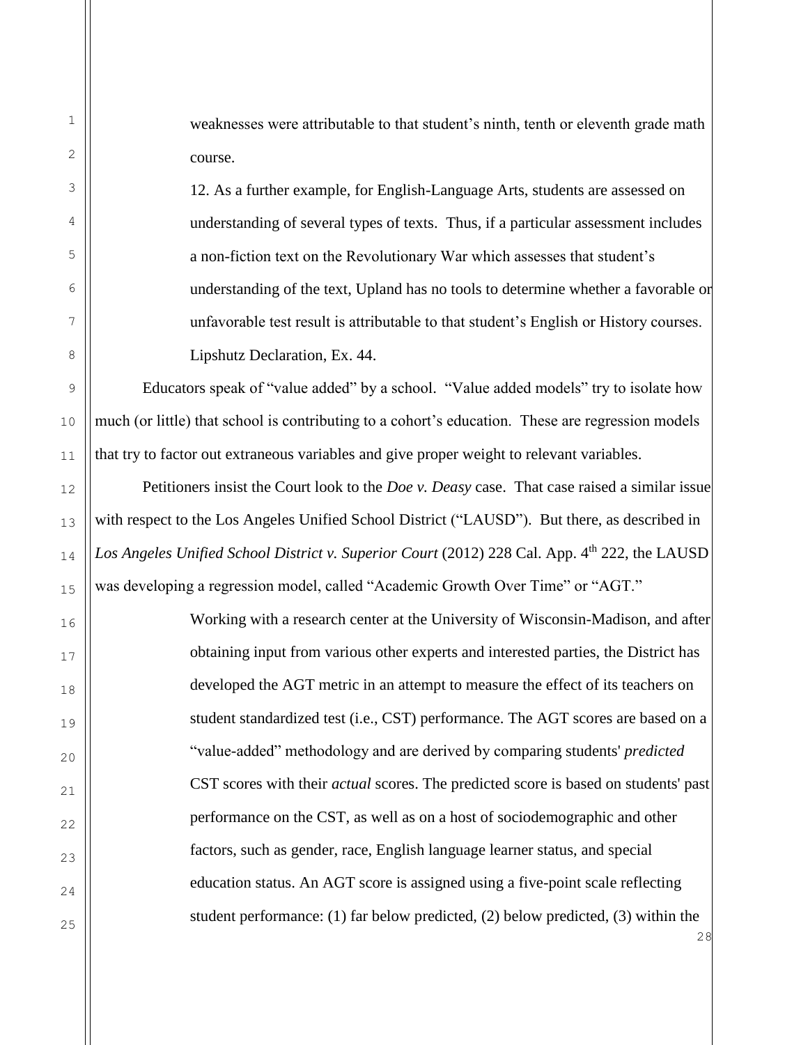weaknesses were attributable to that student's ninth, tenth or eleventh grade math course.

> 12. As a further example, for English-Language Arts, students are assessed on understanding of several types of texts. Thus, if a particular assessment includes a non-fiction text on the Revolutionary War which assesses that student's understanding of the text, Upland has no tools to determine whether a favorable or unfavorable test result is attributable to that student's English or History courses. Lipshutz Declaration, Ex. 44.

Educators speak of "value added" by a school. "Value added models" try to isolate how much (or little) that school is contributing to a cohort's education. These are regression models that try to factor out extraneous variables and give proper weight to relevant variables.

Petitioners insist the Court look to the *Doe v. Deasy* case. That case raised a similar issue with respect to the Los Angeles Unified School District ("LAUSD"). But there, as described in *Los Angeles Unified School District v. Superior Court* (2012) 228 Cal. App. 4th 222, the LAUSD was developing a regression model, called "Academic Growth Over Time" or "AGT."

> Working with a research center at the University of Wisconsin-Madison, and after obtaining input from various other experts and interested parties, the District has developed the AGT metric in an attempt to measure the effect of its teachers on student standardized test (i.e., CST) performance. The AGT scores are based on a "value-added" methodology and are derived by comparing students' *predicted* CST scores with their *actual* scores. The predicted score is based on students' past performance on the CST, as well as on a host of sociodemographic and other factors, such as gender, race, English language learner status, and special education status. An AGT score is assigned using a five-point scale reflecting student performance: (1) far below predicted, (2) below predicted, (3) within the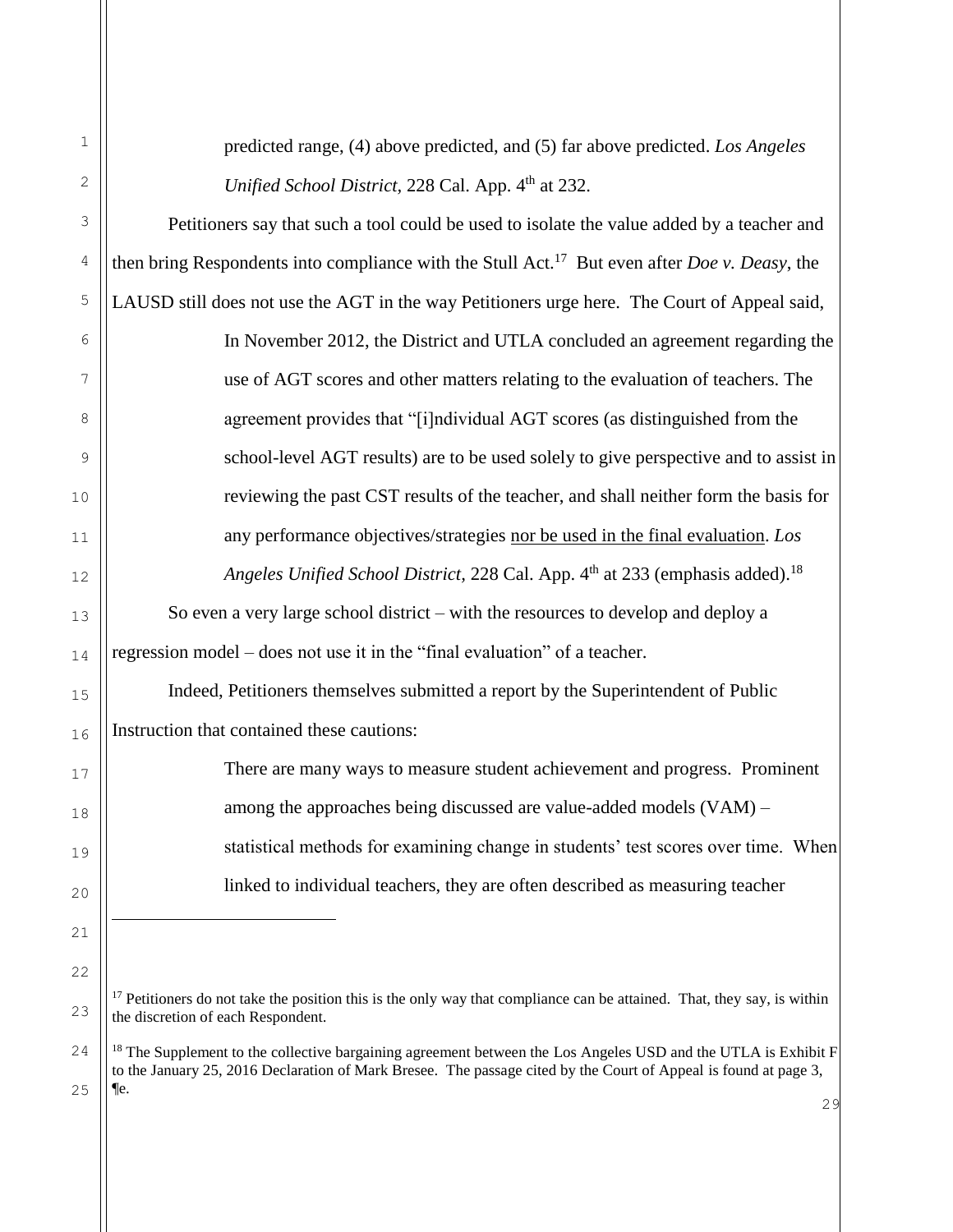> predicted range, (4) above predicted, and (5) far above predicted. *Los Angeles Unified School District*, 228 Cal. App. 4th at 232.

Petitioners say that such a tool could be used to isolate the value added by a teacher and then bring Respondents into compliance with the Stull Act.[17] But even after *Doe v. Deasy*, the LAUSD still does not use the AGT in the way Petitioners urge here. The Court of Appeal said,

> In November 2012, the District and UTLA concluded an agreement regarding the use of AGT scores and other matters relating to the evaluation of teachers. The agreement provides that "[i]ndividual AGT scores (as distinguished from the school-level AGT results) are to be used solely to give perspective and to assist in reviewing the past CST results of the teacher, and shall neither form the basis for any performance objectives/strategies <u>nor be used in the final evaluation</u>. *Los Angeles Unified School District*, 228 Cal. App. 4th at 233 (emphasis added).[18]

So even a very large school district – with the resources to develop and deploy a regression model – does not use it in the "final evaluation" of a teacher.

Indeed, Petitioners themselves submitted a report by the Superintendent of Public Instruction that contained these cautions:

> There are many ways to measure student achievement and progress. Prominent among the approaches being discussed are value-added models (VAM) – statistical methods for examining change in students' test scores over time. When linked to individual teachers, they are often described as measuring teacher

---

[17] Petitioners do not take the position this is the only way that compliance can be attained. That, they say, is within the discretion of each Respondent.

[18] The Supplement to the collective bargaining agreement between the Los Angeles USD and the UTLA is Exhibit F to the January 25, 2016 Declaration of Mark Bresee. The passage cited by the Court of Appeal is found at page 3, ¶e.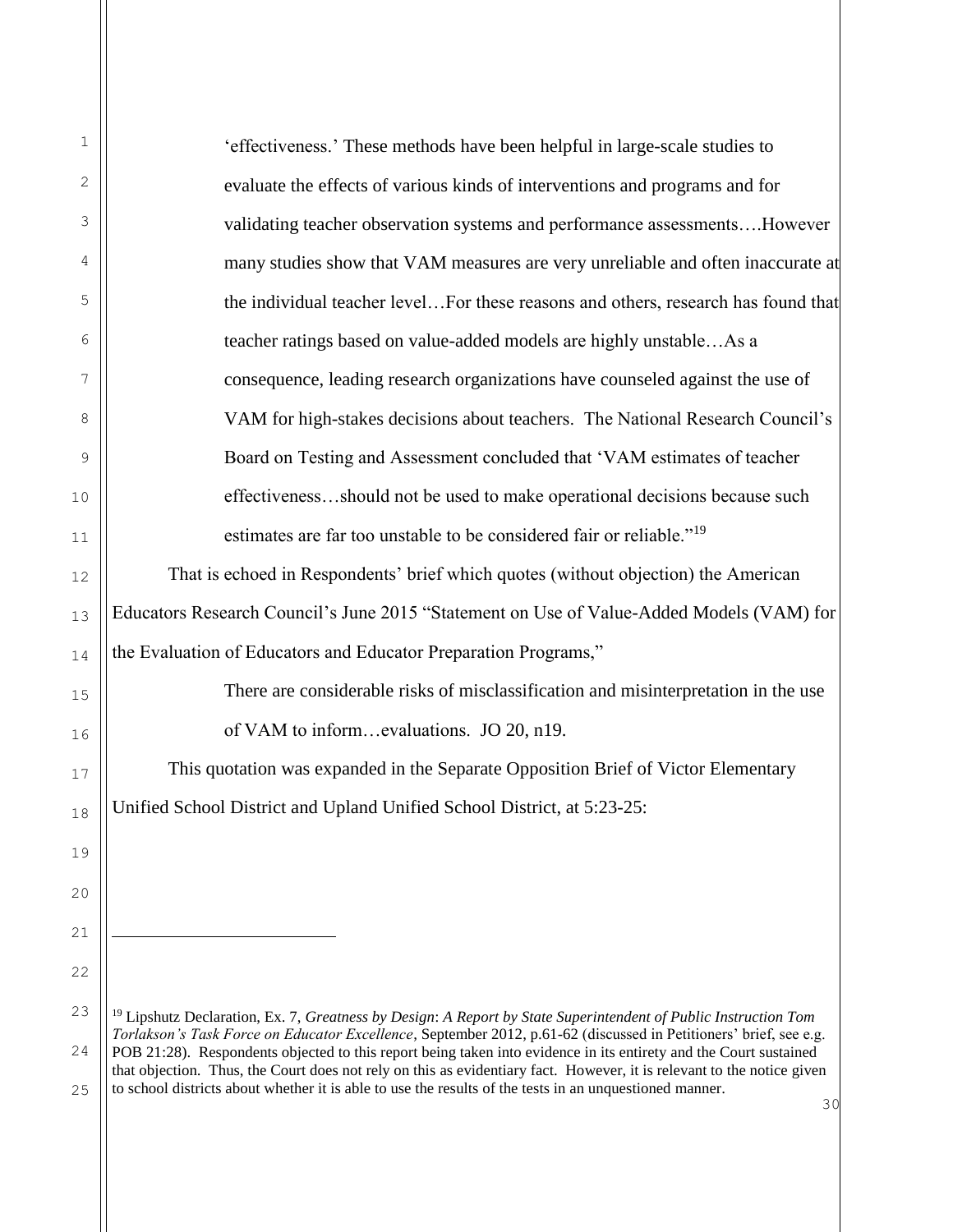> 'effectiveness.' These methods have been helpful in large-scale studies to evaluate the effects of various kinds of interventions and programs and for validating teacher observation systems and performance assessments….However many studies show that VAM measures are very unreliable and often inaccurate at the individual teacher level…For these reasons and others, research has found that teacher ratings based on value-added models are highly unstable…As a consequence, leading research organizations have counseled against the use of VAM for high-stakes decisions about teachers. The National Research Council's Board on Testing and Assessment concluded that 'VAM estimates of teacher effectiveness…should not be used to make operational decisions because such estimates are far too unstable to be considered fair or reliable."[19]

That is echoed in Respondents' brief which quotes (without objection) the American Educators Research Council's June 2015 "Statement on Use of Value-Added Models (VAM) for the Evaluation of Educators and Educator Preparation Programs,"

> There are considerable risks of misclassification and misinterpretation in the use of VAM to inform…evaluations. JO 20, n19.

This quotation was expanded in the Separate Opposition Brief of Victor Elementary Unified School District and Upland Unified School District, at 5:23-25:

---

[19] Lipshutz Declaration, Ex. 7, *Greatness by Design*: *A Report by State Superintendent of Public Instruction Tom Torlakson's Task Force on Educator Excellence*, September 2012, p.61-62 (discussed in Petitioners' brief, see e.g. POB 21:28). Respondents objected to this report being taken into evidence in its entirety and the Court sustained that objection. Thus, the Court does not rely on this as evidentiary fact. However, it is relevant to the notice given to school districts about whether it is able to use the results of the tests in an unquestioned manner.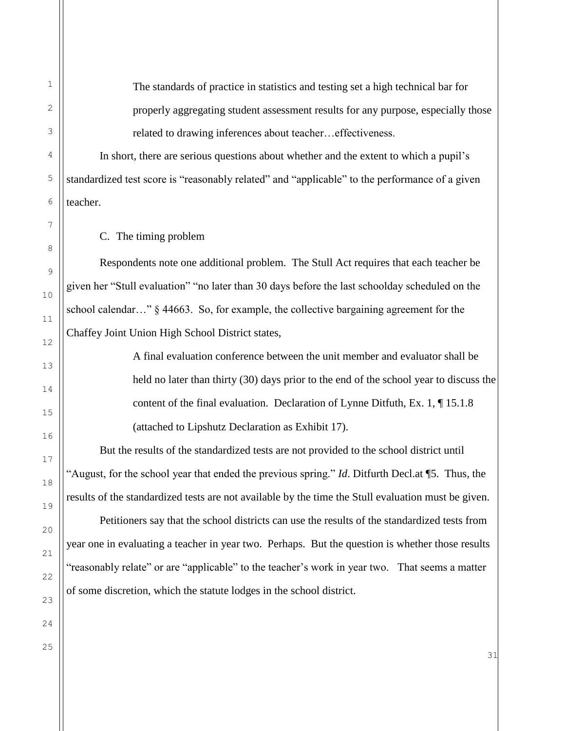> The standards of practice in statistics and testing set a high technical bar for properly aggregating student assessment results for any purpose, especially those related to drawing inferences about teacher…effectiveness.

In short, there are serious questions about whether and the extent to which a pupil's standardized test score is "reasonably related" and "applicable" to the performance of a given teacher.

C. The timing problem

Respondents note one additional problem. The Stull Act requires that each teacher be given her "Stull evaluation" "no later than 30 days before the last schoolday scheduled on the school calendar…" § 44663. So, for example, the collective bargaining agreement for the Chaffey Joint Union High School District states,

> A final evaluation conference between the unit member and evaluator shall be held no later than thirty (30) days prior to the end of the school year to discuss the content of the final evaluation. Declaration of Lynne Ditfuth, Ex. 1, ¶ 15.1.8 (attached to Lipshutz Declaration as Exhibit 17).

But the results of the standardized tests are not provided to the school district until "August, for the school year that ended the previous spring." *Id*. Ditfurth Decl.at ¶5. Thus, the results of the standardized tests are not available by the time the Stull evaluation must be given.

Petitioners say that the school districts can use the results of the standardized tests from year one in evaluating a teacher in year two. Perhaps. But the question is whether those results "reasonably relate" or are "applicable" to the teacher's work in year two. That seems a matter of some discretion, which the statute lodges in the school district.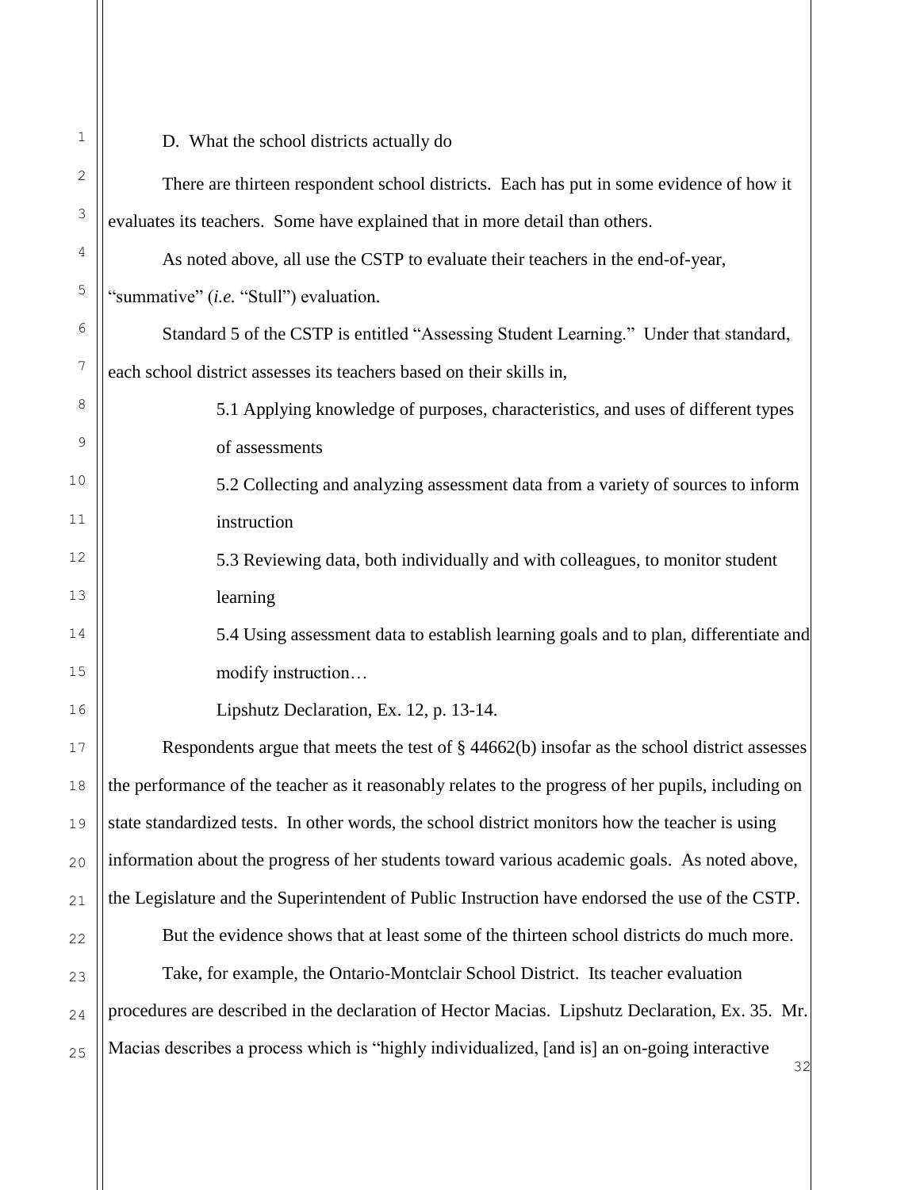D. What the school districts actually do

There are thirteen respondent school districts. Each has put in some evidence of how it evaluates its teachers. Some have explained that in more detail than others.

As noted above, all use the CSTP to evaluate their teachers in the end-of-year, "summative" (*i.e.* "Stull") evaluation.

Standard 5 of the CSTP is entitled "Assessing Student Learning." Under that standard, each school district assesses its teachers based on their skills in,

> 5.1 Applying knowledge of purposes, characteristics, and uses of different types of assessments
>
> 5.2 Collecting and analyzing assessment data from a variety of sources to inform instruction
>
> 5.3 Reviewing data, both individually and with colleagues, to monitor student learning
>
> 5.4 Using assessment data to establish learning goals and to plan, differentiate and modify instruction…
>
> Lipshutz Declaration, Ex. 12, p. 13-14.

Respondents argue that meets the test of § 44662(b) insofar as the school district assesses the performance of the teacher as it reasonably relates to the progress of her pupils, including on state standardized tests. In other words, the school district monitors how the teacher is using information about the progress of her students toward various academic goals. As noted above, the Legislature and the Superintendent of Public Instruction have endorsed the use of the CSTP.

But the evidence shows that at least some of the thirteen school districts do much more.

Take, for example, the Ontario-Montclair School District. Its teacher evaluation procedures are described in the declaration of Hector Macias. Lipshutz Declaration, Ex. 35. Mr. Macias describes a process which is "highly individualized, [and is] an on-going interactive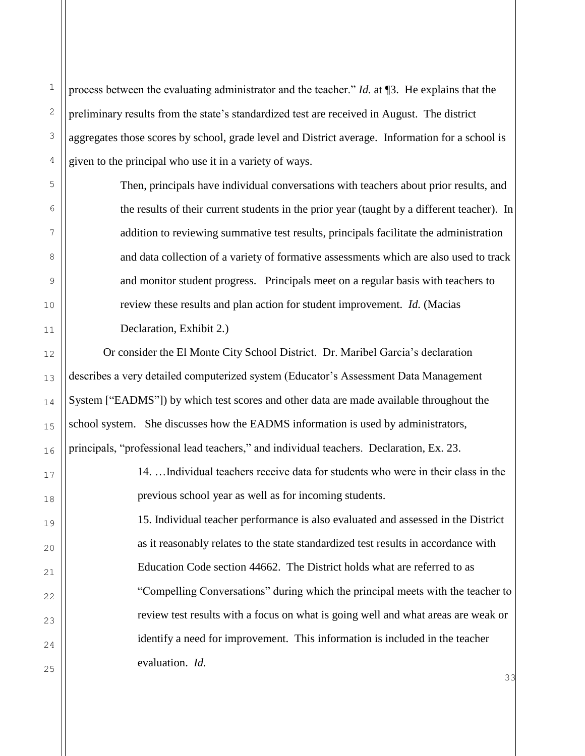process between the evaluating administrator and the teacher." *Id.* at ¶3. He explains that the preliminary results from the state's standardized test are received in August. The district aggregates those scores by school, grade level and District average. Information for a school is given to the principal who use it in a variety of ways.

> Then, principals have individual conversations with teachers about prior results, and the results of their current students in the prior year (taught by a different teacher). In addition to reviewing summative test results, principals facilitate the administration and data collection of a variety of formative assessments which are also used to track and monitor student progress. Principals meet on a regular basis with teachers to review these results and plan action for student improvement. *Id.* (Macias Declaration, Exhibit 2.)

Or consider the El Monte City School District. Dr. Maribel Garcia's declaration describes a very detailed computerized system (Educator's Assessment Data Management System ["EADMS"]) by which test scores and other data are made available throughout the school system. She discusses how the EADMS information is used by administrators, principals, "professional lead teachers," and individual teachers. Declaration, Ex. 23.

> 14. …Individual teachers receive data for students who were in their class in the previous school year as well as for incoming students.
>
> 15. Individual teacher performance is also evaluated and assessed in the District as it reasonably relates to the state standardized test results in accordance with Education Code section 44662. The District holds what are referred to as "Compelling Conversations" during which the principal meets with the teacher to review test results with a focus on what is going well and what areas are weak or identify a need for improvement. This information is included in the teacher evaluation. *Id.*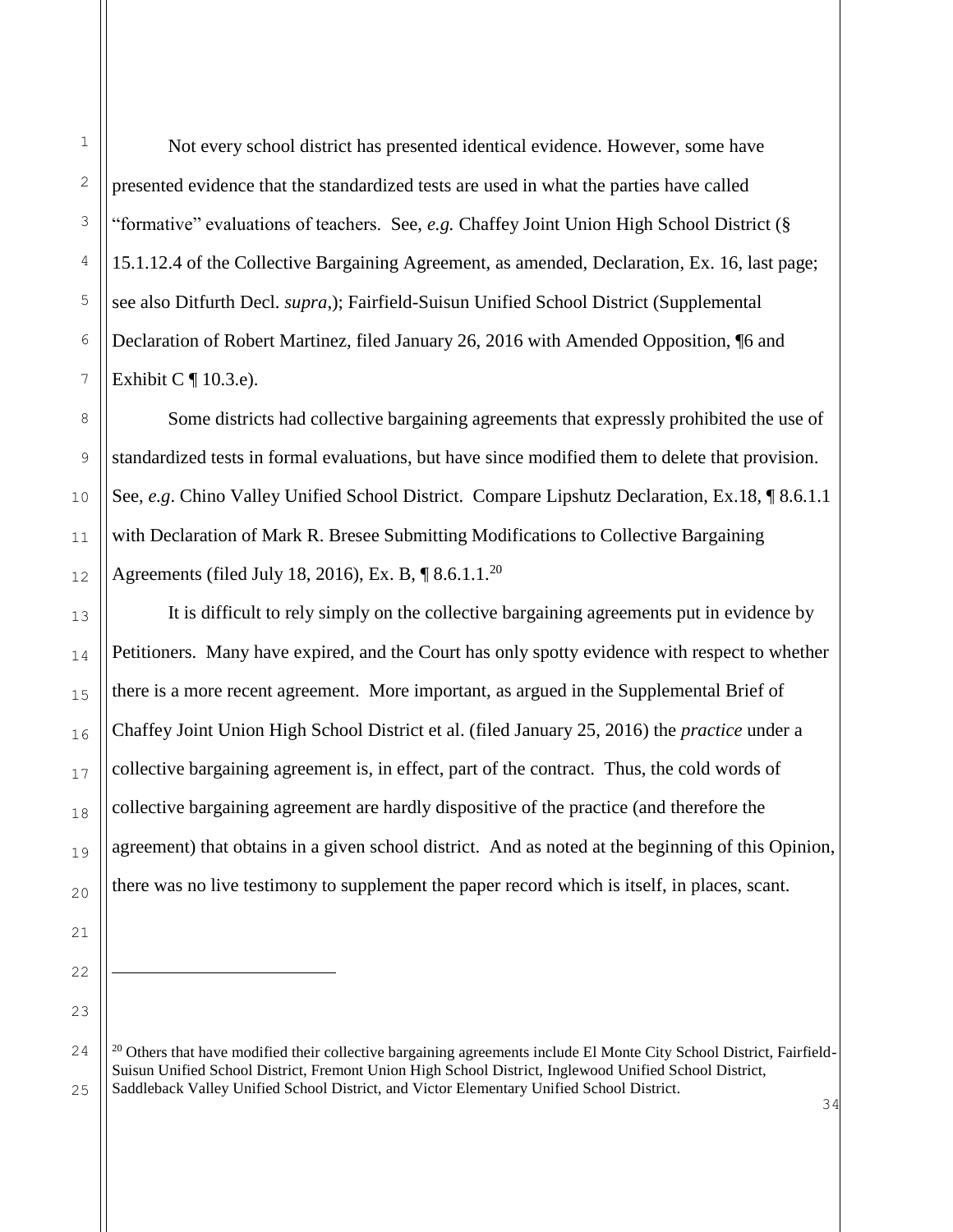Not every school district has presented identical evidence. However, some have presented evidence that the standardized tests are used in what the parties have called "formative" evaluations of teachers. See, *e.g.* Chaffey Joint Union High School District (§ 15.1.12.4 of the Collective Bargaining Agreement, as amended, Declaration, Ex. 16, last page; see also Ditfurth Decl. *supra*,); Fairfield-Suisun Unified School District (Supplemental Declaration of Robert Martinez, filed January 26, 2016 with Amended Opposition, ¶6 and Exhibit C ¶ 10.3.e).

Some districts had collective bargaining agreements that expressly prohibited the use of standardized tests in formal evaluations, but have since modified them to delete that provision. See, *e.g*. Chino Valley Unified School District. Compare Lipshutz Declaration, Ex.18, ¶ 8.6.1.1 with Declaration of Mark R. Bresee Submitting Modifications to Collective Bargaining Agreements (filed July 18, 2016), Ex. B, ¶ 8.6.1.1.[20]

It is difficult to rely simply on the collective bargaining agreements put in evidence by Petitioners. Many have expired, and the Court has only spotty evidence with respect to whether there is a more recent agreement. More important, as argued in the Supplemental Brief of Chaffey Joint Union High School District et al. (filed January 25, 2016) the *practice* under a collective bargaining agreement is, in effect, part of the contract. Thus, the cold words of collective bargaining agreement are hardly dispositive of the practice (and therefore the agreement) that obtains in a given school district. And as noted at the beginning of this Opinion, there was no live testimony to supplement the paper record which is itself, in places, scant.

---

[20] Others that have modified their collective bargaining agreements include El Monte City School District, Fairfield-Suisun Unified School District, Fremont Union High School District, Inglewood Unified School District, Saddleback Valley Unified School District, and Victor Elementary Unified School District.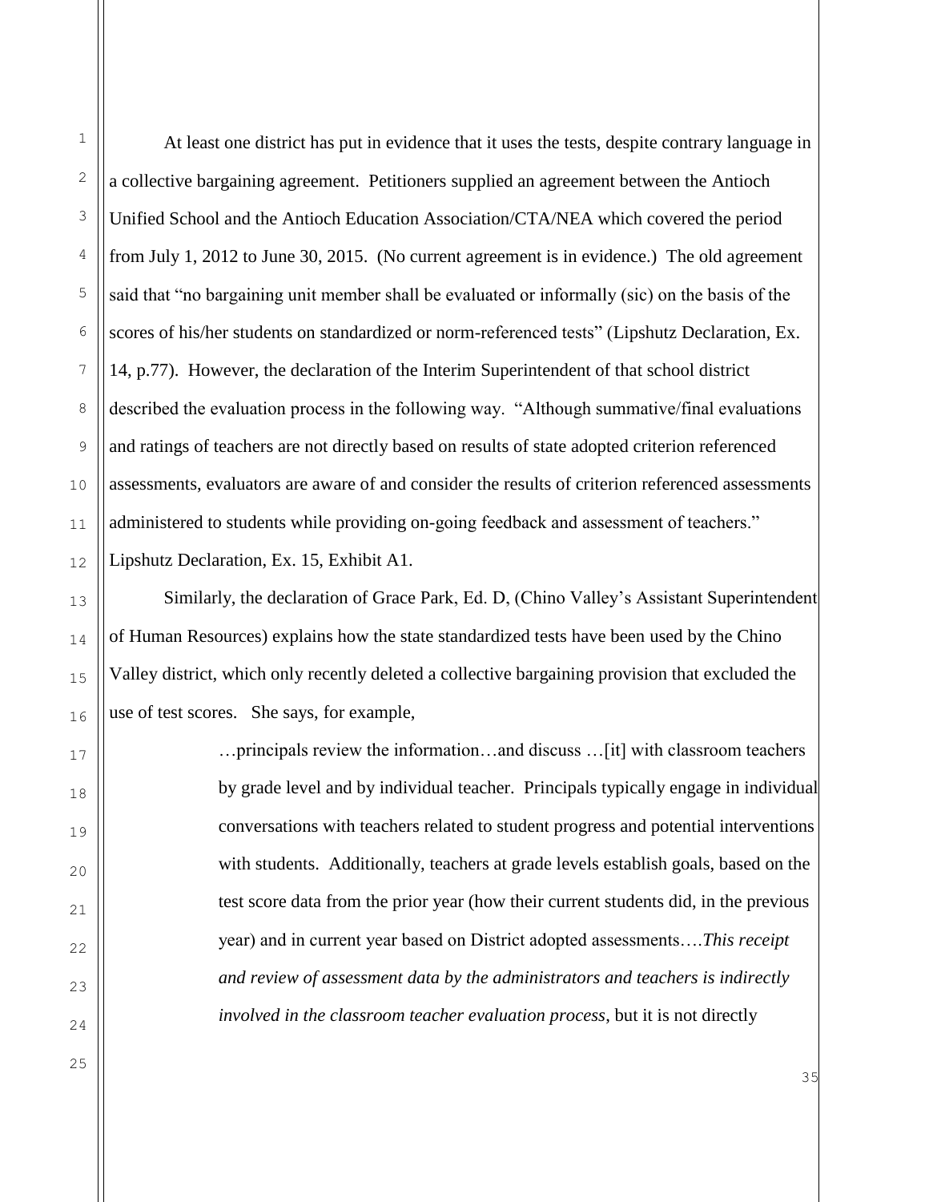At least one district has put in evidence that it uses the tests, despite contrary language in a collective bargaining agreement. Petitioners supplied an agreement between the Antioch Unified School and the Antioch Education Association/CTA/NEA which covered the period from July 1, 2012 to June 30, 2015. (No current agreement is in evidence.) The old agreement said that "no bargaining unit member shall be evaluated or informally (sic) on the basis of the scores of his/her students on standardized or norm-referenced tests" (Lipshutz Declaration, Ex. 14, p.77). However, the declaration of the Interim Superintendent of that school district described the evaluation process in the following way. "Although summative/final evaluations and ratings of teachers are not directly based on results of state adopted criterion referenced assessments, evaluators are aware of and consider the results of criterion referenced assessments administered to students while providing on-going feedback and assessment of teachers." Lipshutz Declaration, Ex. 15, Exhibit A1.

Similarly, the declaration of Grace Park, Ed. D, (Chino Valley's Assistant Superintendent of Human Resources) explains how the state standardized tests have been used by the Chino Valley district, which only recently deleted a collective bargaining provision that excluded the use of test scores. She says, for example,

> …principals review the information…and discuss …[it] with classroom teachers by grade level and by individual teacher. Principals typically engage in individual conversations with teachers related to student progress and potential interventions with students. Additionally, teachers at grade levels establish goals, based on the test score data from the prior year (how their current students did, in the previous year) and in current year based on District adopted assessments….*This receipt and review of assessment data by the administrators and teachers is indirectly involved in the classroom teacher evaluation process*, but it is not directly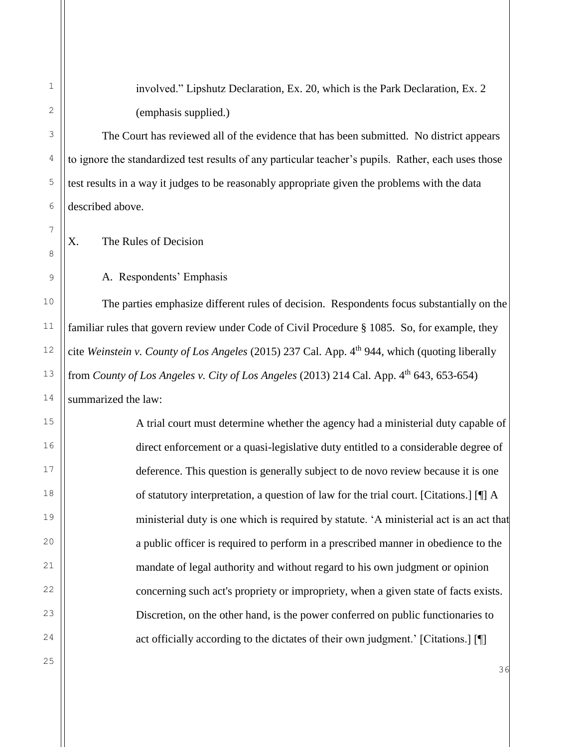involved." Lipshutz Declaration, Ex. 20, which is the Park Declaration, Ex. 2 (emphasis supplied.)

The Court has reviewed all of the evidence that has been submitted. No district appears to ignore the standardized test results of any particular teacher's pupils. Rather, each uses those test results in a way it judges to be reasonably appropriate given the problems with the data described above.

## X. The Rules of Decision

### A. Respondents' Emphasis

The parties emphasize different rules of decision. Respondents focus substantially on the familiar rules that govern review under Code of Civil Procedure § 1085. So, for example, they cite *Weinstein v. County of Los Angeles* (2015) 237 Cal. App. 4th 944, which (quoting liberally from *County of Los Angeles v. City of Los Angeles* (2013) 214 Cal. App. 4th 643, 653-654) summarized the law:

> A trial court must determine whether the agency had a ministerial duty capable of direct enforcement or a quasi-legislative duty entitled to a considerable degree of deference. This question is generally subject to de novo review because it is one of statutory interpretation, a question of law for the trial court. [Citations.] [¶] A ministerial duty is one which is required by statute. 'A ministerial act is an act that a public officer is required to perform in a prescribed manner in obedience to the mandate of legal authority and without regard to his own judgment or opinion concerning such act's propriety or impropriety, when a given state of facts exists. Discretion, on the other hand, is the power conferred on public functionaries to act officially according to the dictates of their own judgment.' [Citations.] [¶]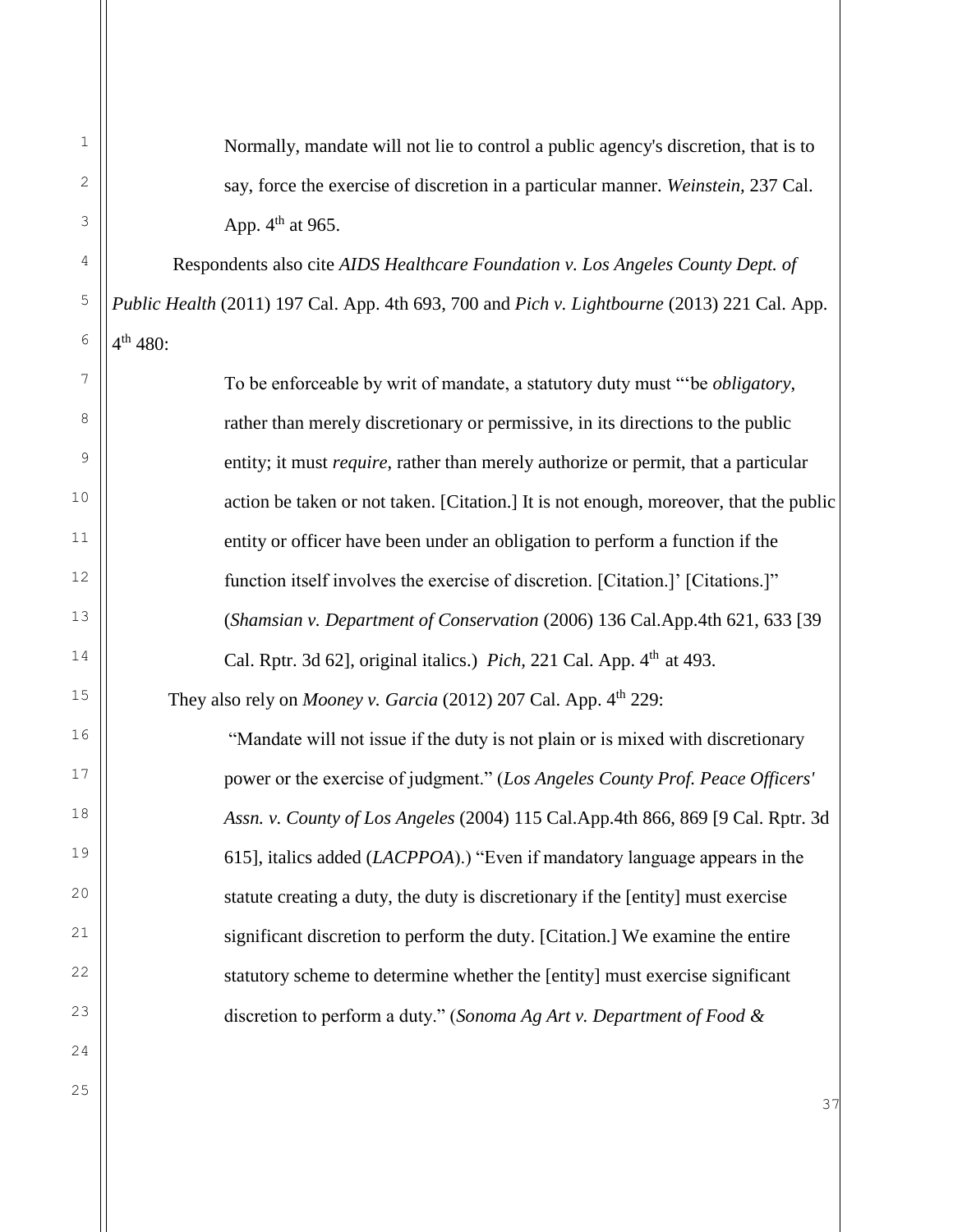> Normally, mandate will not lie to control a public agency's discretion, that is to say, force the exercise of discretion in a particular manner. *Weinstein,* 237 Cal. App. 4th at 965.

Respondents also cite *AIDS Healthcare Foundation v. Los Angeles County Dept. of Public Health* (2011) 197 Cal. App. 4th 693, 700 and *Pich v. Lightbourne* (2013) 221 Cal. App. 4th 480:

> To be enforceable by writ of mandate, a statutory duty must "'be *obligatory*, rather than merely discretionary or permissive, in its directions to the public entity; it must *require*, rather than merely authorize or permit, that a particular action be taken or not taken. [Citation.] It is not enough, moreover, that the public entity or officer have been under an obligation to perform a function if the function itself involves the exercise of discretion. [Citation.]' [Citations.]" (*Shamsian v. Department of Conservation* (2006) 136 Cal.App.4th 621, 633 [39 Cal. Rptr. 3d 62], original italics.) *Pich,* 221 Cal. App. 4th at 493.

They also rely on *Mooney v. Garcia* (2012) 207 Cal. App. 4th 229:

> "Mandate will not issue if the duty is not plain or is mixed with discretionary power or the exercise of judgment." (*Los Angeles County Prof. Peace Officers' Assn. v. County of Los Angeles* (2004) 115 Cal.App.4th 866, 869 [9 Cal. Rptr. 3d 615], italics added (*LACPPOA*).) "Even if mandatory language appears in the statute creating a duty, the duty is discretionary if the [entity] must exercise significant discretion to perform the duty. [Citation.] We examine the entire statutory scheme to determine whether the [entity] must exercise significant discretion to perform a duty." (*Sonoma Ag Art v. Department of Food &*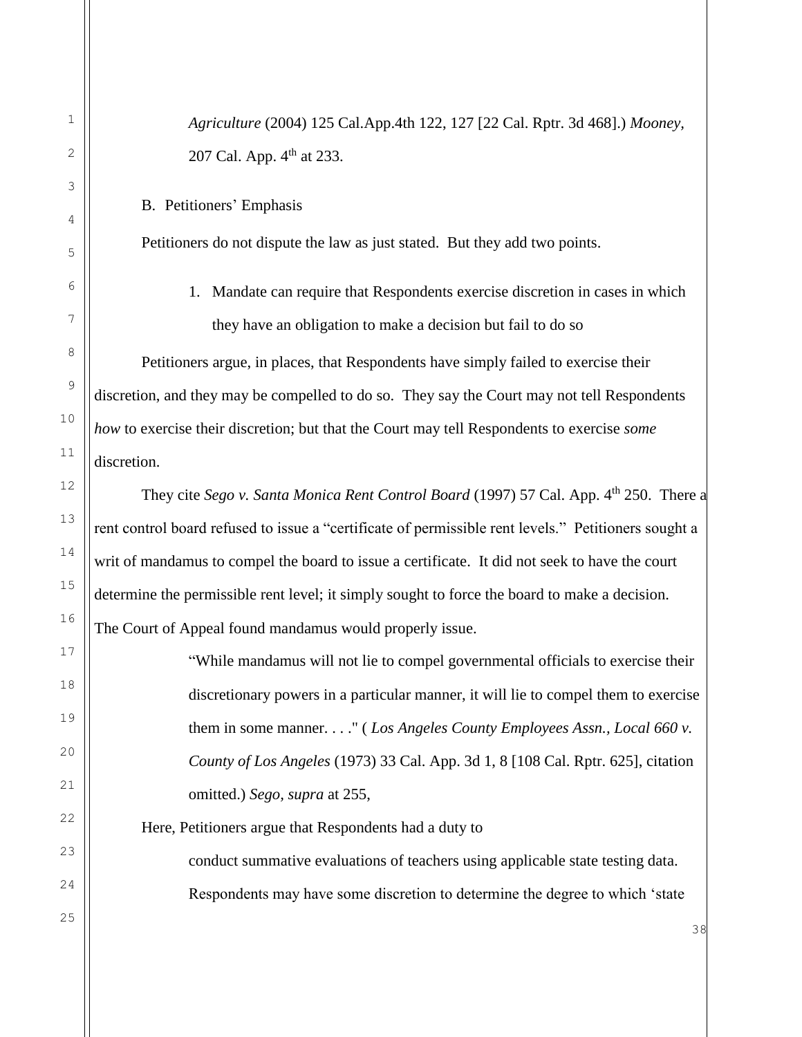*Agriculture* (2004) 125 Cal.App.4th 122, 127 [22 Cal. Rptr. 3d 468].) *Mooney*, 207 Cal. App. 4th at 233.

B. Petitioners' Emphasis

Petitioners do not dispute the law as just stated. But they add two points.

1. Mandate can require that Respondents exercise discretion in cases in which they have an obligation to make a decision but fail to do so

Petitioners argue, in places, that Respondents have simply failed to exercise their discretion, and they may be compelled to do so. They say the Court may not tell Respondents *how* to exercise their discretion; but that the Court may tell Respondents to exercise *some* discretion.

They cite *Sego v. Santa Monica Rent Control Board* (1997) 57 Cal. App. 4th 250. There a rent control board refused to issue a "certificate of permissible rent levels." Petitioners sought a writ of mandamus to compel the board to issue a certificate. It did not seek to have the court determine the permissible rent level; it simply sought to force the board to make a decision. The Court of Appeal found mandamus would properly issue.

> "While mandamus will not lie to compel governmental officials to exercise their discretionary powers in a particular manner, it will lie to compel them to exercise them in some manner. . . ." ( *Los Angeles County Employees Assn., Local 660 v. County of Los Angeles* (1973) 33 Cal. App. 3d 1, 8 [108 Cal. Rptr. 625], citation omitted.) *Sego, supra* at 255,

Here, Petitioners argue that Respondents had a duty to

> conduct summative evaluations of teachers using applicable state testing data. Respondents may have some discretion to determine the degree to which 'state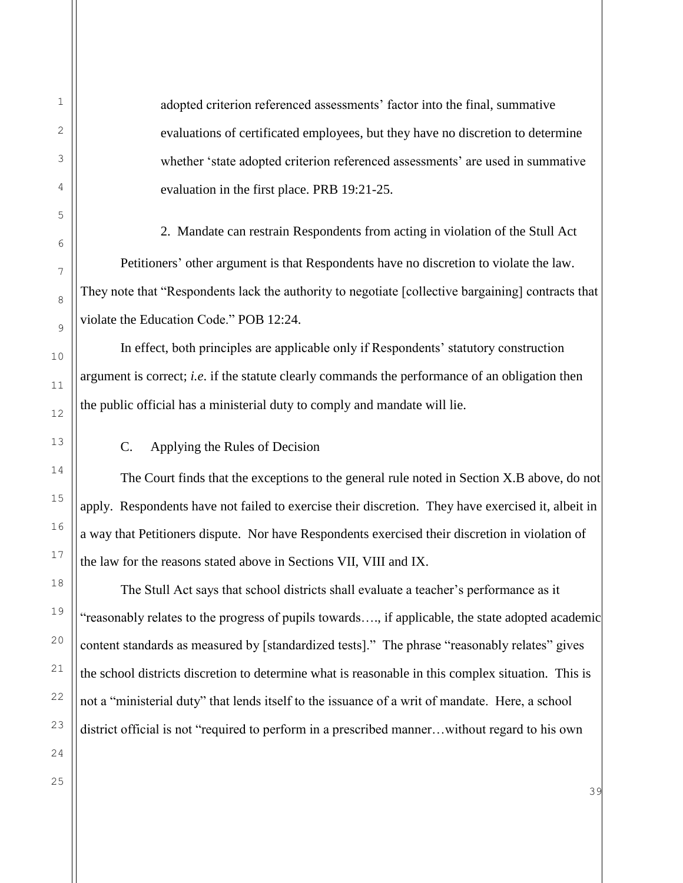adopted criterion referenced assessments' factor into the final, summative evaluations of certificated employees, but they have no discretion to determine whether 'state adopted criterion referenced assessments' are used in summative evaluation in the first place. PRB 19:21-25.

2. Mandate can restrain Respondents from acting in violation of the Stull Act

Petitioners' other argument is that Respondents have no discretion to violate the law. They note that "Respondents lack the authority to negotiate [collective bargaining] contracts that violate the Education Code." POB 12:24.

In effect, both principles are applicable only if Respondents' statutory construction argument is correct; *i.e*. if the statute clearly commands the performance of an obligation then the public official has a ministerial duty to comply and mandate will lie.

C. Applying the Rules of Decision

The Court finds that the exceptions to the general rule noted in Section X.B above, do not apply. Respondents have not failed to exercise their discretion. They have exercised it, albeit in a way that Petitioners dispute. Nor have Respondents exercised their discretion in violation of the law for the reasons stated above in Sections VII, VIII and IX.

The Stull Act says that school districts shall evaluate a teacher's performance as it "reasonably relates to the progress of pupils towards…., if applicable, the state adopted academic content standards as measured by [standardized tests]." The phrase "reasonably relates" gives the school districts discretion to determine what is reasonable in this complex situation. This is not a "ministerial duty" that lends itself to the issuance of a writ of mandate. Here, a school district official is not "required to perform in a prescribed manner…without regard to his own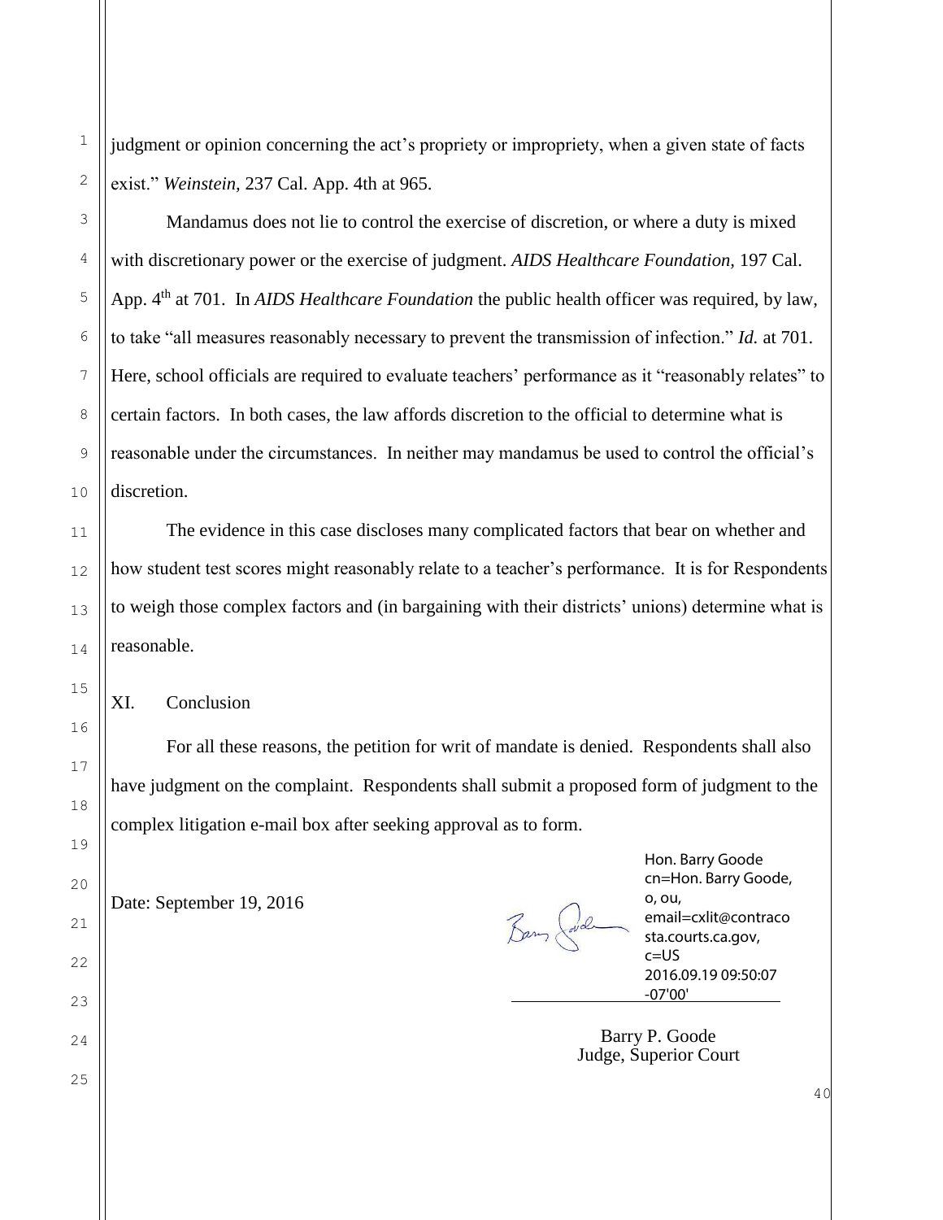judgment or opinion concerning the act's propriety or impropriety, when a given state of facts exist." *Weinstein*, 237 Cal. App. 4th at 965.

Mandamus does not lie to control the exercise of discretion, or where a duty is mixed with discretionary power or the exercise of judgment. *AIDS Healthcare Foundation*, 197 Cal. App. 4th at 701. In *AIDS Healthcare Foundation* the public health officer was required, by law, to take "all measures reasonably necessary to prevent the transmission of infection." *Id.* at 701. Here, school officials are required to evaluate teachers' performance as it "reasonably relates" to certain factors. In both cases, the law affords discretion to the official to determine what is reasonable under the circumstances. In neither may mandamus be used to control the official's discretion.

The evidence in this case discloses many complicated factors that bear on whether and how student test scores might reasonably relate to a teacher's performance. It is for Respondents to weigh those complex factors and (in bargaining with their districts' unions) determine what is reasonable.

## XI. Conclusion

For all these reasons, the petition for writ of mandate is denied. Respondents shall also have judgment on the complaint. Respondents shall submit a proposed form of judgment to the complex litigation e-mail box after seeking approval as to form.

Date: September 19, 2016

Hon. Barry Goode
cn=Hon. Barry Goode, o, ou, email=cxlit@contracosta.courts.ca.gov, c=US
2016.09.19 09:50:07 -07'00'

Barry P. Goode
Judge, Superior Court